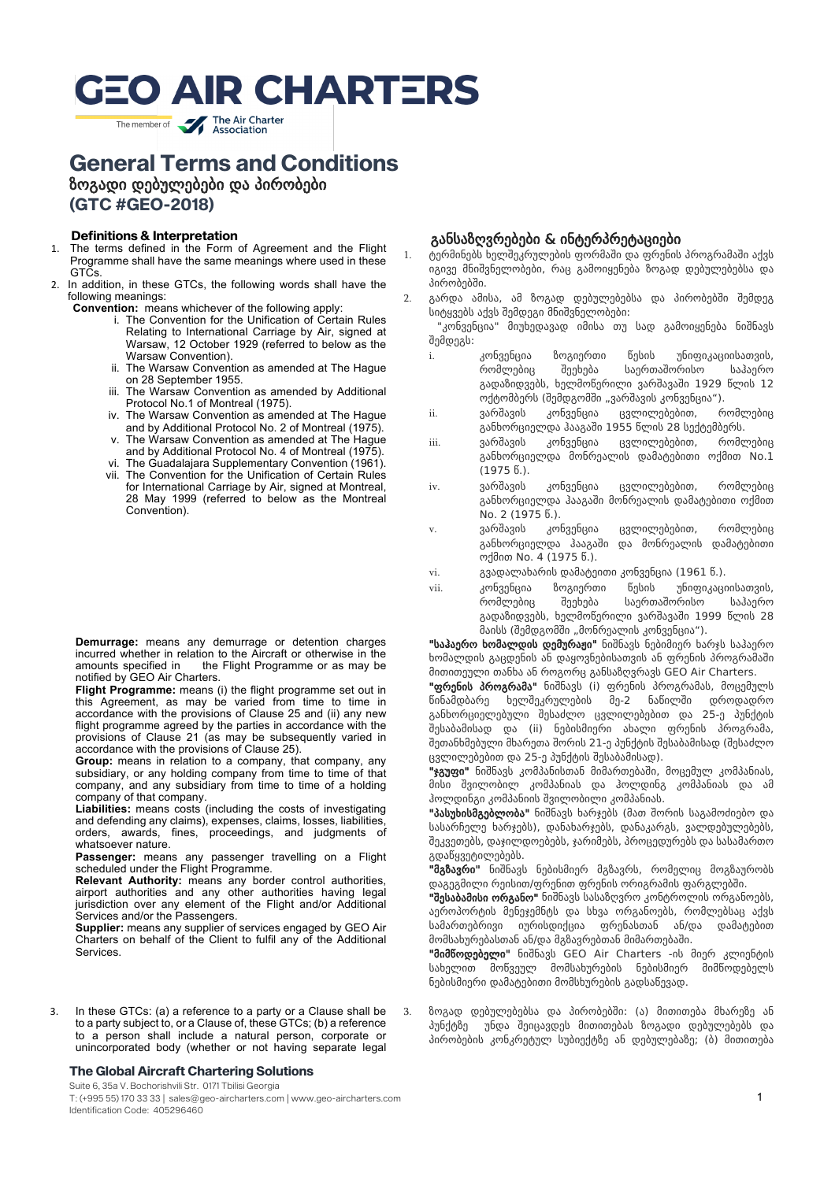# GEO AIR CHARTERS

The member of The Air Charter Association

# General Terms and Conditions
# ზოგადი დებულებები და პირობები
# (GTC #GEO-2018)

### Definitions & Interpretation

1. The terms defined in the Form of Agreement and the Flight Programme shall have the same meanings where used in these GTCs.
2. In addition, in these GTCs, the following words shall have the following meanings:

**Convention:** means whichever of the following apply:

- i. The Convention for the Unification of Certain Rules Relating to International Carriage by Air, signed at Warsaw, 12 October 1929 (referred to below as the Warsaw Convention).
- ii. The Warsaw Convention as amended at The Hague on 28 September 1955.
- iii. The Warsaw Convention as amended by Additional Protocol No.1 of Montreal (1975).
- iv. The Warsaw Convention as amended at The Hague and by Additional Protocol No. 2 of Montreal (1975).
- v. The Warsaw Convention as amended at The Hague and by Additional Protocol No. 4 of Montreal (1975).
- vi. The Guadalajara Supplementary Convention (1961).
- vii. The Convention for the Unification of Certain Rules for International Carriage by Air, signed at Montreal, 28 May 1999 (referred to below as the Montreal Convention).

**Demurrage:** means any demurrage or detention charges incurred whether in relation to the Aircraft or otherwise in the amounts specified in the Flight Programme or as may be notified by GEO Air Charters.

**Flight Programme:** means (i) the flight programme set out in this Agreement, as may be varied from time to time in accordance with the provisions of Clause 25 and (ii) any new flight programme agreed by the parties in accordance with the provisions of Clause 21 (as may be subsequently varied in accordance with the provisions of Clause 25).

**Group:** means in relation to a company, that company, any subsidiary, or any holding company from time to time of that company, and any subsidiary from time to time of a holding company of that company.

**Liabilities:** means costs (including the costs of investigating and defending any claims), expenses, claims, losses, liabilities, orders, awards, fines, proceedings, and judgments of whatsoever nature.

**Passenger:** means any passenger travelling on a Flight scheduled under the Flight Programme.

**Relevant Authority:** means any border control authorities, airport authorities and any other authorities having legal jurisdiction over any element of the Flight and/or Additional Services and/or the Passengers.

**Supplier:** means any supplier of services engaged by GEO Air Charters on behalf of the Client to fulfil any of the Additional Services.

3. In these GTCs: (a) a reference to a party or a Clause shall be to a party subject to, or a Clause of, these GTCs; (b) a reference to a person shall include a natural person, corporate or unincorporated body (whether or not having separate legal

### განსაზღვრებები & ინტერპრეტაციები

1. ტერმინებს ხელშეკრულების ფორმაში და ფრენის პროგრამაში აქვს იგივე მნიშვნელობები, რაც გამოიყენება ზოგად დებულებებსა და პირობებში.
2. გარდა ამისა, ამ ზოგად დებულებებსა და პირობებში შემდეგ სიტყვებს აქვს შემდეგი მნიშვნელობები:

"კონვენცია" მიუხედავად იმისა თუ სად გამოიყენება ნიშნავს შემდეგს:

- i. კონვენცია ზოგიერთი წესის უნიფიკაციისათვის, რომლებიც შეეხება საერთაშორისო საჰაერო გადაზიდვებს, ხელმოწერილი ვარშავაში 1929 წლის 12 ოქტომბერს (შემდგომში „ვარშავის კონვენცია").
- ii. ვარშავის კონვენცია ცვლილებებით, რომლებიც განხორციელდა ჰააგაში 1955 წლის 28 სექტემბერს.
- iii. ვარშავის კონვენცია ცვლილებებით, რომლებიც განხორციელდა მონრეალის დამატებითი ოქმით No.1 (1975 წ.).
- iv. ვარშავის კონვენცია ცვლილებებით, რომლებიც განხორციელდა ჰააგაში მონრეალის დამატებითი ოქმით No. 2 (1975 წ.).
- v. ვარშავის კონვენცია ცვლილებებით, რომლებიც განხორციელდა ჰააგაში და მონრეალის დამატებითი ოქმით No. 4 (1975 წ.).
- vi. გვადალახარის დამატებითი კონვენცია (1961 წ.).
- vii. კონვენცია ზოგიერთი წესის უნიფიკაციისათვის, რომლებიც შეეხება საერთაშორისო საჰაერო გადაზიდვებს, ხელმოწერილი ვარშავაში 1999 წლის 28 მაისს (შემდგომში „მონრეალის კონვენცია").

**"საჰაერო ხომალდის დემურაჟი"** ნიშნავს ნებიმიერ ხარჯს საჰაერო ხომალდის გაცდენის ან დაყოვნებისათვის ან ფრენის პროგრამაში მითითებული თანხა ან როგორც განსაზღვრავს GEO Air Charters.

**"ფრენის პროგრამა"** ნიშნავს (i) ფრენის პროგრამას, მოცემულს წინამდებარე ხელშეკრულების მე-2 ნაწილში დროდადრო განხორციელებული შესაძლო ცვლილებებით და 25-ე პუნქტის შესაბამისად და (ii) ნებისმიერი ახალი ფრენის პროგრამა, შეთანხმებული მხარეთა შორის 21-ე პუნქტის შესაბამისად (შესაძლო ცვლილებებით და 25-ე პუნქტის შესაბამისად).

**"ჯგუფი"** ნიშნავს კომპანიისთან მიმართებაში, მოცემულ კომპანიას, მისი შვილობილ კომპანიას და ჰოლდინგ კომპანიას და ამ ჰოლდინგი კომპანიის შვილობილი კომპანიას.

**"პასუხისმგებლობა"** ნიშნავს ხარჯებს (მათ შორის საგამოძიებო და სასარჩელე ხარჯებს), დანახარჯებს, დანაკარგს, ვალდებულებებს, შეკვეთებს, დაჯილდოებებს, ჯარიმებს, პროცედურებს და სასამართო გადაწყვეტილებებს.

**"მგზავრი"** ნიშნავს ნებისმიერ მგზავრს, რომელიც მოგზაურობს დაგეგმილი რეისით/ფრენით ფრენის ორიგრამის ფარგლებში.

**"შესაბამისი ორგანო"** ნიშნავს სასაზღვრო კონტროლის ორგანოებს, აეროპორტის მენეჯმენტს და სხვა ორგანოებს, რომლებსაც აქვს სამართლებრივი იურისდიქცია ფრენასთან ან/და დამატებით მომსახურებასთან ან/და მგზავრებთან მიმართებაში.

**"მიმწოდებელი"** ნიშნავს GEO Air Charters -ის მიერ კლიენტის სახელით მოწვეულ მომსახურების ნებისმიერ მიმწოდებელს ნებისმიერი დამატებითი მომსხურების გადსაწევად.

3. ზოგად დებულებებსა და პირობებში: (ა) მითითება მხარეზე ან პუნქტზე უნდა შეიცავდეს მითითებას ზოგადი დებულებების და პირობების კონკრეტულ სუბიექტზე ან დებულებაზე; (ბ) მითითება

**The Global Aircraft Chartering Solutions**

Suite 6, 35a V. Bochorishvili Str. 0171 Tbilisi Georgia
T: (+995 55) 170 33 33 | sales@geo-aircharters.com | www.geo-aircharters.com
Identification Code: 405296460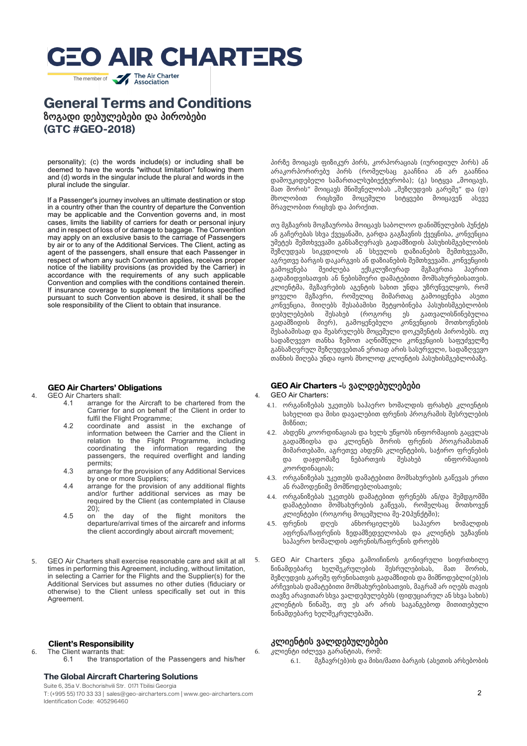personality); (c) the words include(s) or including shall be deemed to have the words "without limitation" following them and (d) words in the singular include the plural and words in the plural include the singular.

პირზე მოიცავს ფიზიკურ პირს, კორპორაციას (იურიდიულ პირს) ან არაკორპორირებუ პირს (რომელსაც გააჩნია ან არ გააჩნია დამოუკიდებელი სამართალსუბიექტურობა); (გ) სიტყვა „მოიცავს, მათ შორის" მოიცავს მნიშვნელობას „შეზღუდვის გარეშე" და (დ) მხოლობით რიცხვში მოცემული სიტყვები მოიცავენ ასევე მრავლობით რიცხვს და პირიქით.

If a Passenger's journey involves an ultimate destination or stop in a country other than the country of departure the Convention may be applicable and the Convention governs and, in most cases, limits the liability of carriers for death or personal injury and in respect of loss of or damage to baggage. The Convention may apply on an exclusive basis to the carriage of Passengers by air or to any of the Additional Services. The Client, acting as agent of the passengers, shall ensure that each Passenger in respect of whom any such Convention applies, receives proper notice of the liability provisions (as provided by the Carrier) in accordance with the requirements of any such applicable Convention and complies with the conditions contained therein. If insurance coverage to supplement the limitations specified pursuant to such Convention above is desired, it shall be the sole responsibility of the Client to obtain that insurance.

თუ მგზავრის მოგზაურობა მოიცავს საბოლოო დანიშნულების პუნქტს ან გაჩერებას სხვა ქვეყანაში, გარდა გაგზავნის ქვეყნისა, კონვენცია უმეტეს შემთხვევაში განსაზღვრავს გადამზიდის პასუხისმგებლობის შეზღუდვას სიკვდილის ან სხეულის დაზიანების შემთხვევაში, აგრეთვე ბარგის დაკარგვის ან დაზიანების შემთხვევაში. კონვენციის გამოყენება შეიძლება ექსკლუზიურად მგზავრთა ჰაერით გადაზიდვისათვის ან ნებისმიერი დამატებითი მომსახურებისათვის. კლიენტმა, მგზავრების აგენტის სახით უნდა უზრუნველყოს, რომ ყოველი მგზავრი, რომელიც მიმართაც გამოიყენება ასეთი კონვენცია, მიიღებს შესაბამისი შეტყობინება პასუხისმგებლობის დებულებების შესახებ (როგორც ეს გათვალისწინებულია გადამზიდის მიერ), გამოყენებული კონვენციის მოთხოვნების შესაბამისად და შეასრულებს მოცემული დოკუმენტის პირობებს. თუ სადაზღვევო თანხა ზემოთ აღნიშნული კონვენციის საფუძვლზე განსაზღვრულ შეზღუდვებთან ერთად არის სასურველი, სადაზღვევო თანხის მიღება უნდა იყოს მხოლოდ კლიენტის პასუხისმგებლობაზე.

## GEO Air Charters' Obligations

4. GEO Air Charters shall:
   - 4.1 arrange for the Aircraft to be chartered from the Carrier for and on behalf of the Client in order to fulfil the Flight Programme;
   - 4.2 coordinate and assist in the exchange of information between the Carrier and the Client in relation to the Flight Programme, including coordinating the information regarding the passengers, the required overflight and landing permits;
   - 4.3 arrange for the provision of any Additional Services by one or more Suppliers;
   - 4.4 arrange for the provision of any additional flights and/or further additional services as may be required by the Client (as contemplated in Clause 20);
   - 4.5 on the day of the flight monitors the departure/arrival times of the aircarefr and informs the client accordingly about aircraft movement;

## GEO Air Charters -ს ვალდებულებები

4. GEO Air Charters:
   - 4.1. ორგანიზებას უკეთებს საჰაერო ხომალდის ფრახტს კლიენტის სახელით და მისი დავალებით ფრენის პროგრამის შესრულების მიზნით;
   - 4.2. ახდენს კოორდინაციას და ხელს უწყობს ინფორმაციის გაცვლას გადამზიდსა და კლიენტს შორის ფრენის პროგრამასთან მიმართებაში, აგრეთვე ახდენს კლიენტების, საჭირო ფრენების და დაჯდომაზე ნებართვის შესახებ ინფორმაციის კოორდინაციას;
   - 4.3. ორგანიზებას უკეთებს დამატებითი მომსახურების გაწევას ერთი ან რამოდენიმე მომწოდებლისათვის;
   - 4.4. ორგანიზებას უკეთებს დამატებით ფრენებს ან/და შემდგომში დამატებითი მომსახურების გაწევას, რომელსაც მოთხოვენ კლიენტები (როგორც მოცემულია მე-20პუნქტში);
   - 4.5. ფრენის დღეს ანხორციელებს საჰაერო ხომალდის აფრენა/ჩაფრენის ზედამხედველობას და კლიენტს უგზავნის საჰაერო ხომალდის აფრენის/ჩაფრენის დროებს

5. GEO Air Charters shall exercise reasonable care and skill at all times in performing this Agreement, including, without limitation, in selecting a Carrier for the Flights and the Supplier(s) for the Additional Services but assumes no other duties (fiduciary or otherwise) to the Client unless specifically set out in this Agreement.

5. GEO Air Charters უნდა გამოიჩინოს გონივრული სიფრთხილე წინამდებარე ხელშეკრულების შესრულებისას, მათ შორის, შეზღუდვის გარეშე ფრენისათვის გადამზიდის და მიმწოდებლი(ებ)ის არჩევისას დამატებითი მომსახურებისათვის, მაგრამ არ იღებს თავის თავზე არავითარ სხვა ვალდებულებებს (ფიდუციარულ ან სხვა სახის) კლიენტის წინაშე, თუ ეს არ არის საგანგებოდ მითითებული წინამდებარე ხელშეკრულებაში.

## Client's Responsibility

6. The Client warrants that:
   - 6.1 the transportation of the Passengers and his/her

## კლიენტის ვალდებულებები

6. კლიენტი იძლევა გარანტიას, რომ:
   - 6.1. მგზავრ(ებ)ის და მისი/მათი ბარგის (ასეთის არსებობის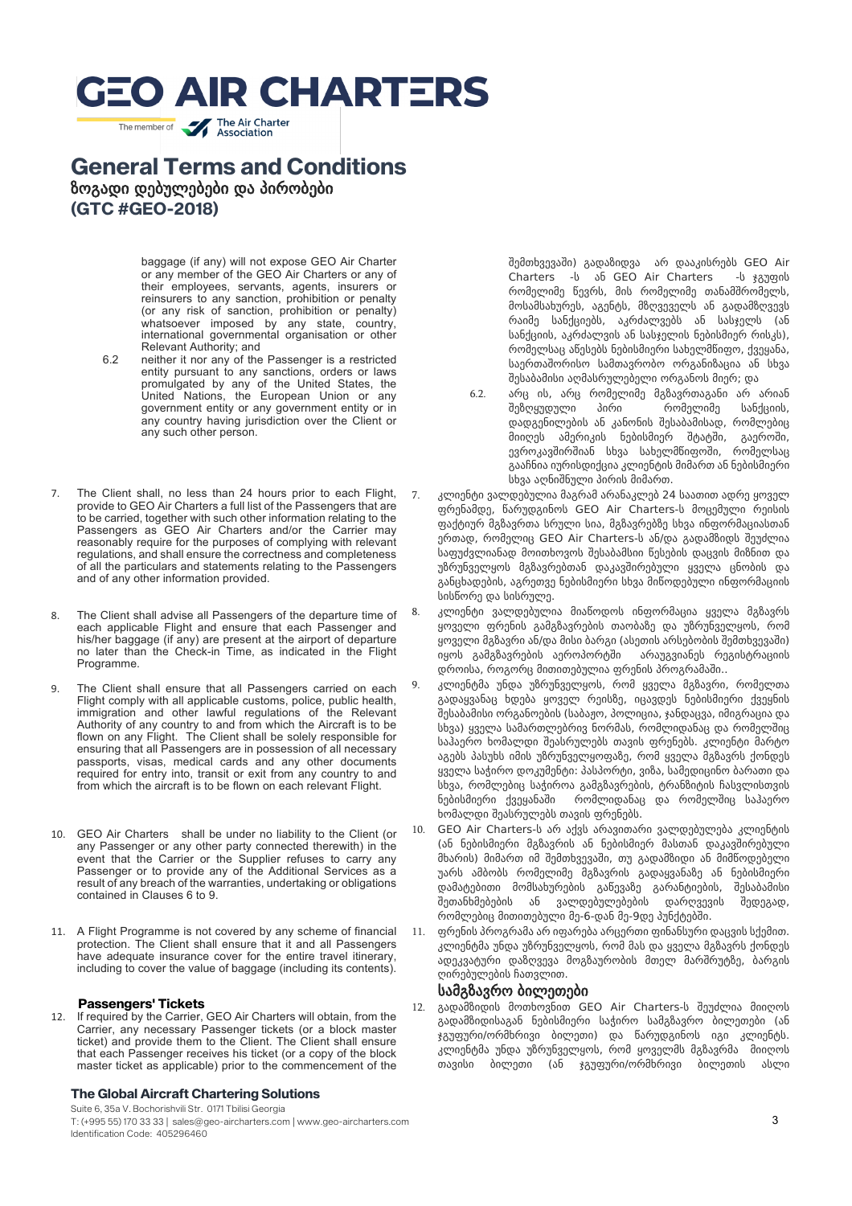# GEO AIR CHARTERS

The member of The Air Charter Association

## General Terms and Conditions
## ზოგადი დებულებები და პირობები
## (GTC #GEO-2018)

baggage (if any) will not expose GEO Air Charter or any member of the GEO Air Charters or any of their employees, servants, agents, insurers or reinsurers to any sanction, prohibition or penalty (or any risk of sanction, prohibition or penalty) whatsoever imposed by any state, country, international governmental organisation or other Relevant Authority; and

6.2 neither it nor any of the Passenger is a restricted entity pursuant to any sanctions, orders or laws promulgated by any of the United States, the United Nations, the European Union or any government entity or any government entity or in any country having jurisdiction over the Client or any such other person.

7. The Client shall, no less than 24 hours prior to each Flight, provide to GEO Air Charters a full list of the Passengers that are to be carried, together with such other information relating to the Passengers as GEO Air Charters and/or the Carrier may reasonably require for the purposes of complying with relevant regulations, and shall ensure the correctness and completeness of all the particulars and statements relating to the Passengers and of any other information provided.

8. The Client shall advise all Passengers of the departure time of each applicable Flight and ensure that each Passenger and his/her baggage (if any) are present at the airport of departure no later than the Check-in Time, as indicated in the Flight Programme.

9. The Client shall ensure that all Passengers carried on each Flight comply with all applicable customs, police, public health, immigration and other lawful regulations of the Relevant Authority of any country to and from which the Aircraft is to be flown on any Flight. The Client shall be solely responsible for ensuring that all Passengers are in possession of all necessary passports, visas, medical cards and any other documents required for entry into, transit or exit from any country to and from which the aircraft is to be flown on each relevant Flight.

10. GEO Air Charters shall be under no liability to the Client (or any Passenger or any other party connected therewith) in the event that the Carrier or the Supplier refuses to carry any Passenger or to provide any of the Additional Services as a result of any breach of the warranties, undertaking or obligations contained in Clauses 6 to 9.

11. A Flight Programme is not covered by any scheme of financial protection. The Client shall ensure that it and all Passengers have adequate insurance cover for the entire travel itinerary, including to cover the value of baggage (including its contents).

### Passengers' Tickets

12. If required by the Carrier, GEO Air Charters will obtain, from the Carrier, any necessary Passenger tickets (or a block master ticket) and provide them to the Client. The Client shall ensure that each Passenger receives his ticket (or a copy of the block master ticket as applicable) prior to the commencement of the

შემთხვევაში) გადაზიდვა არ დააკისრებს GEO Air Charters -ს ან GEO Air Charters -ს ჯგუფის რომელიმე წევრს, მის რომელიმე თანამშრომელს, მოსამსახურეს, აგენტს, მზღვეველს ან გადამზღვევს რაიმე სანქციებს, აკრძალვებს ან სასჯელს (ან სანქციის, აკრძალვის ან სასჯელის ნებისმიერ რისკს), რომელსაც აწესებს ნებისმიერი სახელმწიფო, ქვეყანა, საერთაშორისო სამთავრობო ორგანიზაცია ან სხვა შესაბამისი აღმასრულებელი ორგანოს მიერ; და

6.2. არც ის, არც რომელიმე მგზავრთაგანი არ არიან შეზღუდული პირი რომელიმე სანქციის, დადგენილების ან კანონის შესაბამისად, რომლებიც მიიღეს ამერიკის ნებისმიერ შტატში, გაეროში, ევროკავშირშიან სხვა სახელმწიფოში, რომელსაც გააჩნია იურისდიქცია კლიენტის მიმართ ან ნებისმიერი სხვა აღნიშნული პირის მიმართ.

7. კლიენტი ვალდებულია მაგრამ არანაკლებ 24 საათით ადრე ყოველ ფრენამდე, წარუდგინოს GEO Air Charters-ს მოცემული რეისის ფაქტიურ მგზავრთა სრული სია, მგზავრებზე სხვა ინფორმაციასთან ერთად, რომელიც GEO Air Charters-ს ან/და გადამზიდს შეუძლია საფუძვლიანად მოითხოვოს შესაბამისი წესების დაცვის მიზნით და უზრუნველყოს მგზავრებთან დაკავშირებული ყველა ცნობის და განცხადების, აგრეთვე ნებისმიერი სხვა მიწოდებული ინფორმაციის სისწორე და სისრულე.

8. კლიენტი ვალდებულია მიაწოდოს ინფორმაცია ყველა მგზავრს ყოველი ფრენის გამგზავრების თაობაზე და უზრუნველყოს, რომ ყოველი მგზავრი ან/და მისი ბარგი (ასეთის არსებობის შემთხვევაში) იყოს გამგზავრების აეროპორტში არაუგვიანეს რეგისტრაციის დროისა, როგორც მითითებულია ფრენის პროგრამაში..

9. კლიენტმა უნდა უზრუნველყოს, რომ ყველა მგზავრი, რომელთა გადაყვანაც ხდება ყოველ რეისზე, იცავდეს ნებისმიერი ქვეყნის შესაბამისი ორგანოების (საბაჟო, პოლიცია, ჯანდაცვა, იმიგრაცია და სხვა) ყველა სამართლებრივ ნორმას, რომლიდანაც და რომელშიც საჰაერო ხომალდი შესრულებს თავის ფრენებს. კლიენტი მარტო აგებს პასუხს იმის უზრუნველყოფაზე, რომ ყველა მგზავრს ქონდეს ყველა საჭირო დოკუმენტი: პასპორტი, ვიზა, სამედიცინო ბარათი და სხვა, რომლებიც საჭიროა გამგზავრების, ტრანზიტის ჩასვლისთვის ნებისმიერი ქვეყანაში რომლიდანაც და რომელშიც საჰაერო ხომალდი შესრულებს თავის ფრენებს.

10. GEO Air Charters-ს არ აქვს არავითარი ვალდებულება კლიენტის (ან ნებისმიერი მგზავრის ან ნებისმიერ მასთან დაკავშირებული მხარის) მიმართ იმ შემთხვევაში, თუ გადამზიდი ან მიმწოდებელი უარს ამბობს რომელიმე მგზავრის გადაყვანაზე ან ნებისმიერი დამატებითი მომსახურების გაწევაზე გარანტიების, შესაბამისი შეთანხმებების ან ვალდებულებების დარღვევის შედეგად, რომლებიც მითითებული მე-6-დან მე-9დე პუნქტებში.

11. ფრენის პროგრამა არ იფარება არცერთი ფინანსური დაცვის სქემით. კლიენტმა უნდა უზრუნველყოს, რომ მას და ყველა მგზავრს ქონდეს ადეკვატური დაზღვევა მოგზაურობის მთელ მარშრუტზე, ბარგის ღირებულების ჩათვლით.

### სამგზავრო ბილეთები

12. გადამზიდის მოთხოვნით GEO Air Charters-ს შეუძლია მიიღოს გადამზიდისაგან ნებისმიერი საჭირო სამგზავრო ბილეთები (ან ჯგუფური/ორმხრივი ბილეთი) და წარუდგინოს იგი კლიენტს. კლიენტმა უნდა უზრუნველყოს, რომ ყოველმა მგზავრმა მიიღოს თავისი ბილეთი (ან ჯგუფური/ორმხრივი ბილეთის ასლი

**The Global Aircraft Chartering Solutions**

Suite 6, 35a V. Bochorishvili Str. 0171 Tbilisi Georgia
T: (+995 55) 170 33 33 | sales@geo-aircharters.com | www.geo-aircharters.com
Identification Code: 405296460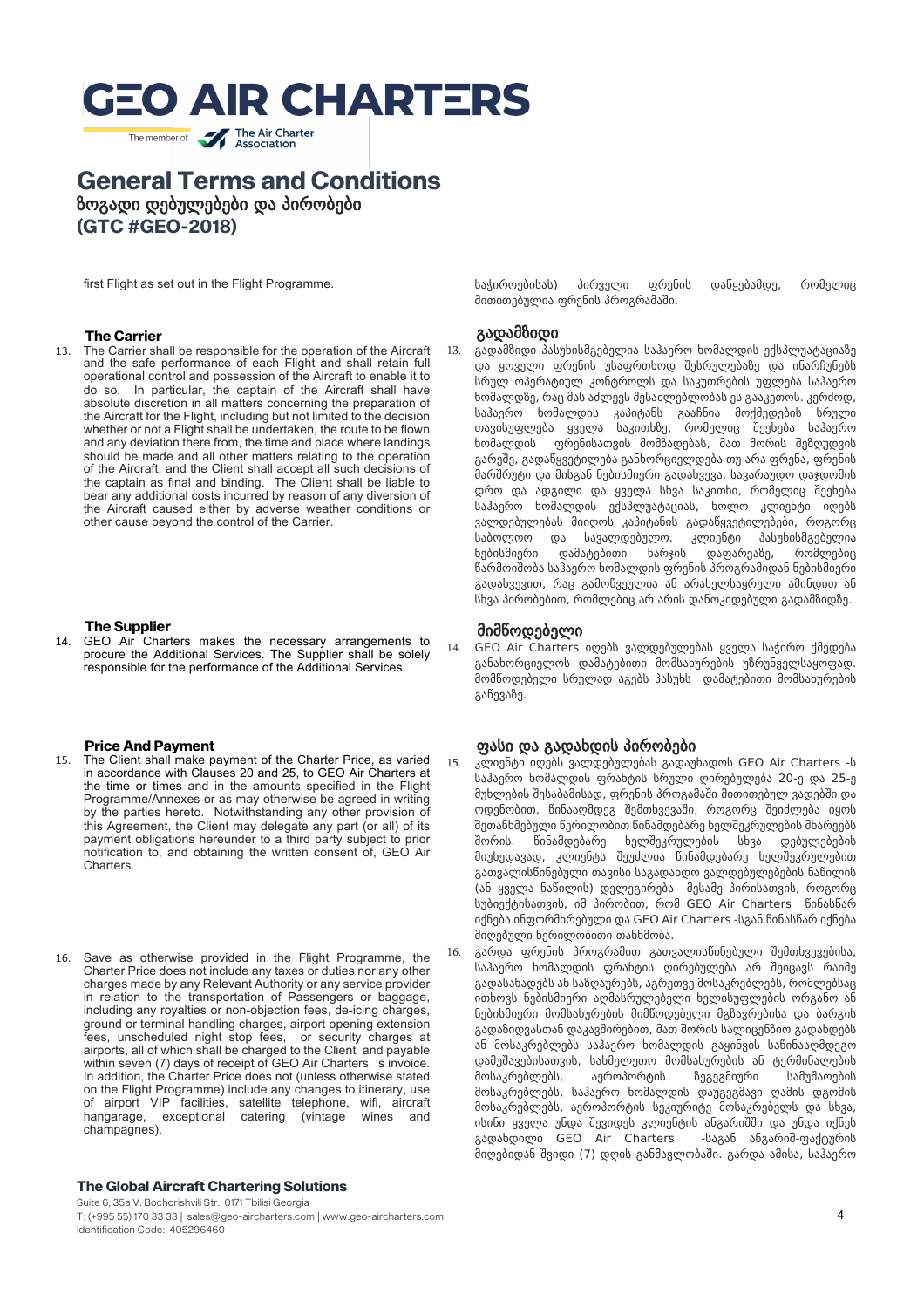first Flight as set out in the Flight Programme.

საჭიროებისას) პირველი ფრენის დაწყებამდე, რომელიც მითითებულია ფრენის პროგრამაში.

### The Carrier

13. The Carrier shall be responsible for the operation of the Aircraft and the safe performance of each Flight and shall retain full operational control and possession of the Aircraft to enable it to do so. In particular, the captain of the Aircraft shall have absolute discretion in all matters concerning the preparation of the Aircraft for the Flight, including but not limited to the decision whether or not a Flight shall be undertaken, the route to be flown and any deviation there from, the time and place where landings should be made and all other matters relating to the operation of the Aircraft, and the Client shall accept all such decisions of the captain as final and binding. The Client shall be liable to bear any additional costs incurred by reason of any diversion of the Aircraft caused either by adverse weather conditions or other cause beyond the control of the Carrier.

### გადამზიდი

13. გადამზიდი პასუხისმგებელია საჰაერო ხომალდის ექსპლუატაციაზე და ყოველი ფრენის უსაფრთხოდ შესრულებაზე და ინარჩუნებს სრულ ოპერატიულ კონტროლს და საკუთრების უფლება საჰაერო ხომალდზე, რაც მას აძლევს შესაძლებლობას ეს გააკეთოს. კერძოდ, საჰაერო ხომალდის კაპიტანს გააჩნია მოქმედების სრული თავისუფლება ყველა საკითხზე, რომელიც შეეხება საჰაერო ხომალდის ფრენისათვის მომზადებას, მათ შორის შეზღუდვის გარეშე, გადაწყვეტილება განხორციელდება თუ არა ფრენა, ფრენის მარშრუტი და მისგან ნებისმიერი გადახვევა, სავარაუდო დაჯდომის დრო და ადგილი და ყველა სხვა საკითხი, რომელიც შეეხება საჰაერო ხომალდის ექსპლუატაციას, ხოლო კლიენტი იღებს ვალდებულებას მიიღოს კაპიტანის გადაწყვეტილებები, როგორც საბოლოო და სავალდებულო. კლიენტი პასუხისმგებელია ნებისმიერი დამატებითი ხარჯის დაფარვაზე, რომლებიც წარმოიშობა საჰაერო ხომალდის ფრენის პროგრამიდან ნებისმიერი გადახვევით, რაც გამოწვეულია ან არახელსაყრელი ამინდით ან სხვა პირობებით, რომლებიც არ არის დანოკიდებული გადამზიდზე.

### The Supplier

14. GEO Air Charters makes the necessary arrangements to procure the Additional Services. The Supplier shall be solely responsible for the performance of the Additional Services.

### მიმწოდებელი

14. GEO Air Charters იღებს ვალდებულებას ყველა საჭირო ქმედება განახორციელოს დამატებითი მომსახურების უზრუნველსაყოფად. მიმწოდებელი სრულად აგებს პასუხს დამატებითი მომსახურების გაწევაზე.

### Price And Payment

15. The Client shall make payment of the Charter Price, as varied in accordance with Clauses 20 and 25, to GEO Air Charters at the time or times and in the amounts specified in the Flight Programme/Annexes or as may otherwise be agreed in writing by the parties hereto. Notwithstanding any other provision of this Agreement, the Client may delegate any part (or all) of its payment obligations hereunder to a third party subject to prior notification to, and obtaining the written consent of, GEO Air Charters.

16. Save as otherwise provided in the Flight Programme, the Charter Price does not include any taxes or duties nor any other charges made by any Relevant Authority or any service provider in relation to the transportation of Passengers or baggage, including any royalties or non-objection fees, de-icing charges, ground or terminal handling charges, airport opening extension fees, unscheduled night stop fees, or security charges at airports, all of which shall be charged to the Client and payable within seven (7) days of receipt of GEO Air Charters 's invoice. In addition, the Charter Price does not (unless otherwise stated on the Flight Programme) include any changes to itinerary, use of airport VIP facilities, satellite telephone, wifi, aircraft hangarage, exceptional catering (vintage wines and champagnes).

### ფასი და გადახდის პირობები

15. კლიენტი იღებს ვალდებულებას გადაუხადოს GEO Air Charters -ს საჰაერო ხომალდის ფრახტის სრული ღირებულება 20-ე და 25-ე მუხლების შესაბამისად, ფრენის პროგამაში მითითებულ ვადებში და ოდენობით, წინააღმდეგ შემთხვევაში, როგორც შეიძლება იყოს შეთანხმებული წერილობით წინამდებარე ხელშეკრულების მხარეებს შორის. წინამდებარე ხელშეკრულების სხვა დებულებების მიუხედავად, კლიენტს შეუძლია წინამდებარე ხელშეკრულებით გათვალისწინებული თავისი საგადახდო ვალდებულებების ნაწილის (ან ყველა ნაწილის) დელეგირება მესამე პირისათვის, როგორც სუბიექტისათვის, იმ პირობით, რომ GEO Air Charters წინასწარ იქნება ინფორმირებული და GEO Air Charters -სგან წინასწარ იქნება მიღებული წერილობითი თანხმობა.

16. გარდა ფრენის პროგრამით გათვალისწინებული შემთხვევებისა, საჰაერო ხომალდის ფრახტის ღირებულება არ შეიცავს რაიმე გადასახადებს ან საწღაურებს, აგრეთვე მოსაკრებლებს, რომლებსაც ითხოვს ნებისმიერი აღმასრულებელი ხელისუფლების ორგანო ან ნებისმიერი მომსახურების მიმწოდებელი მგზავრებისა და ბარგის გადაზიდვასთან დაკავშირებით, მათ შორის სალიცენზიო გადახდებს ან მოსაკრებლებს საჰაერო ხომალდის გაყინვის საწინააღმდეგო დამუშავებისათვის, სახმელეთო მომსახურების ან ტერმინალების მოსაკრებლებს, აეროპორტის ზეგეგმიური სამუშაოების მოსაკრებლებს, საჰაერო ხომალდის დაუგეგმავი ღამის დგომის მოსაკრებლებს, აეროპორტის სეკიურიტე მოსაკრებელს და სხვა, ისინი ყველა უნდა შევიდეს კლიენტის ანგარიშში და უნდა იქნეს გადახდილი GEO Air Charters -საგან ანგარიშ-ფაქტურის მიღებიდან შვიდი (7) დღის განმავლობაში. გარდა ამისა, საჰაერო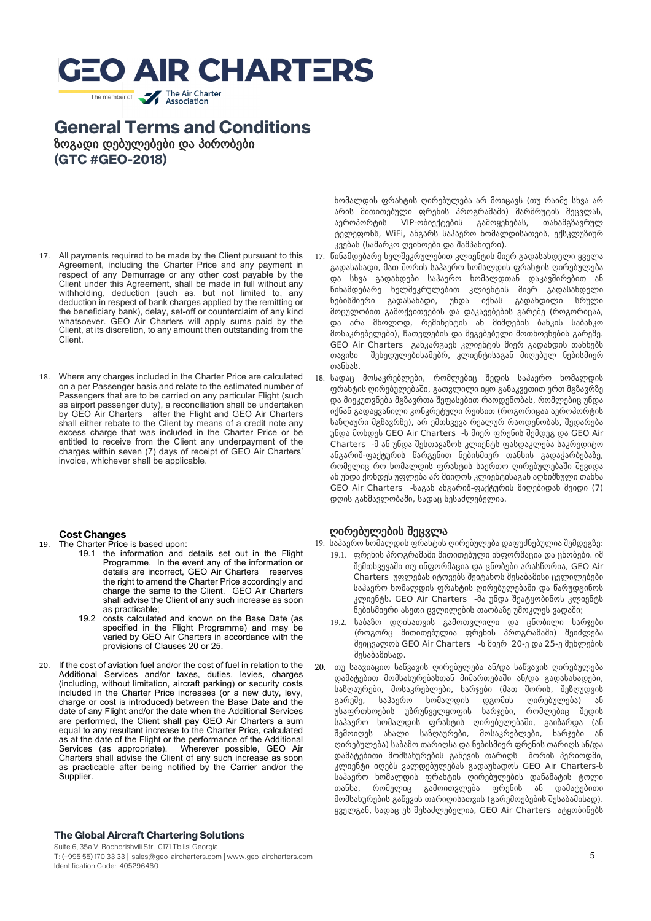# GEO AIR CHARTERS

The member of The Air Charter Association

## General Terms and Conditions
## ზოგადი დებულებები და პირობები
## (GTC #GEO-2018)

ხომალდის ფრახტის ღირებულება არ მოიცავს (თუ რაიმე სხვა არ არის მითითებული ფრენის პროგრამაში) მარშრუტის შეცვლას, აეროპორტის VIP-ობიექტების გამოყენებას, თანამგზავრულ ტელეფონს, WiFi, ანგარს საჰაერო ხომალდისათვის, ექსკლუზიურ კვებას (სამარკო ღვინოები და შამპანიური).

17. All payments required to be made by the Client pursuant to this Agreement, including the Charter Price and any payment in respect of any Demurrage or any other cost payable by the Client under this Agreement, shall be made in full without any withholding, deduction (such as, but not limited to, any deduction in respect of bank charges applied by the remitting or the beneficiary bank), delay, set-off or counterclaim of any kind whatsoever. GEO Air Charters will apply sums paid by the Client, at its discretion, to any amount then outstanding from the Client.

17. წინამდებარე ხელშეკრულებით კლიენტის მიერ გადასახდელი ყველა გადასახადი, მათ შორის საჰაერო ხომალდის ფრახტის ღირებულება და სხვა გადახდები საჰაერო ხომალდთან დაკავშირებით ან წინამდებარე ხელშეკრულებით კლიენტის მიერ გადასახდელი ნებისმიერი გადასახადი, უნდა იქნას გადახდილი სრული მოცულობით გამოქვითვების და დაკავებების გარეშე (როგორიცაა, და არა მხოლოდ, რემინენტის ან მიმღების ბანკის საბანკო მოსაკრებლები), ჩათვლების და შეგებებული მოთხოვნების გარეშე. GEO Air Charters განკარგავს კლიენტის მიერ გადახდის თანხებს თავისი შეხედულებისამებრ, კლიენტისაგან მიღებულ ნებისმიერ თანხას.

18. Where any charges included in the Charter Price are calculated on a per Passenger basis and relate to the estimated number of Passengers that are to be carried on any particular Flight (such as airport passenger duty), a reconciliation shall be undertaken by GEO Air Charters after the Flight and GEO Air Charters shall either rebate to the Client by means of a credit note any excess charge that was included in the Charter Price or be entitled to receive from the Client any underpayment of the charges within seven (7) days of receipt of GEO Air Charters' invoice, whichever shall be applicable.

18. სადაც მოსაკრებლები, რომლებიც შედის საჰაერო ხომალდის ფრახტის ღირებულებაში, გათვლილი იყო განაკვეთით ერთ მგზავრზე და მიეკუთვნება მგზავრთა შეფასებით რაოდენობას, რომლებიც უნდა იქნან გადაყვანილი კონკრეტული რეისით (როგორიცაა აეროპორტის საზღაური მგზავრზე), არ ემთხვევა რეალურ რაოდენობას, შედარება უნდა მოხდეს GEO Air Charters -ს მიერ ფრენის შემდეგ და GEO Air Charters -მ ან უნდა შესთავაზოს კლიენტს ფასდაკლება საკრედიტო ანგარიშ-ფაქტურის წარგენით ნებისმიერ თანხის გადაჭარბებაზე, რომელიც რო ხომალდის ფრახტის საერთო ღირებულებაში შევიდა ან უნდა ქონდეს უფლება არ მიიღოს კლიენტისაგან აღნიშნული თანხა GEO Air Charters -საგან ანგარიშ-ფაქტურის მიღებიდან შვიდი (7) დღის განმავლობაში, სადაც სესაძლებელია.

### Cost Changes

19. The Charter Price is based upon:
    - 19.1 the information and details set out in the Flight Programme. In the event any of the information or details are incorrect, GEO Air Charters reserves the right to amend the Charter Price accordingly and charge the same to the Client. GEO Air Charters shall advise the Client of any such increase as soon as practicable;
    - 19.2 costs calculated and known on the Base Date (as specified in the Flight Programme) and may be varied by GEO Air Charters in accordance with the provisions of Clauses 20 or 25.

20. If the cost of aviation fuel and/or the cost of fuel in relation to the Additional Services and/or taxes, duties, levies, charges (including, without limitation, aircraft parking) or security costs included in the Charter Price increases (or a new duty, levy, charge or cost is introduced) between the Base Date and the date of any Flight and/or the date when the Additional Services are performed, the Client shall pay GEO Air Charters a sum equal to any resultant increase to the Charter Price, calculated as at the date of the Flight or the performance of the Additional Services (as appropriate). Wherever possible, GEO Air Charters shall advise the Client of any such increase as soon as practicable after being notified by the Carrier and/or the Supplier.

### ღირებულების შეცვლა

19. საჰაერო ხომალდის ფრახტის ღირებულება დაფუძნებულია შემდეგზე:
    - 19.1. ფრენის პროგრამაში მითითებული ინფორმაცია და ცნობები. იმ შემთხვევაში თუ ინფორმაცია და ცნობები არასწორია, GEO Air Charters უფლებას იტოვებს შეიტანოს შესაბამისი ცვლილებები საჰაერო ხომალდის ფრახტის ღირებულებაში და წარუდგინოს კლიენტს. GEO Air Charters -მა უნდა შეატყობინოს კლიენტს ნებისმიერი ასეთი ცვლილების თაობაზე უმოკლეს ვადაში;
    - 19.2. საბაზო დღისათვის გამოთვლილი და ცნობილი ხარჯები (როგორც მითითებულია ფრენის პროგრამაში) შეიძლება შეიცვალოს GEO Air Charters -ს მიერ 20-ე და 25-ე მუხლების შესაბამისად.

20. თუ საავიაციო საწვავის ღირებულება ან/და საწვავის ღირებულება დამატებით მომსახურებასთან მიმართებაში ან/და გადასახადები, საზღაურები, მოსაკრებლები, ხარჯები (მათ შორის, შეზღუდვის გარეშე, საჰაერო ხომალდის დგომის ღირებულება) ან უსაფრთხოების უზრუნველყოფის ხარჯები, რომლებიც შედის საჰაერო ხომალდის ფრახტის ღირებულებაში, გაიზარდა (ან შემოიღეს ახალი საზღაურები, მოსაკრებლები, ხარჯები ან ღირებულება) საბაზო თარიღსა და ნებისმიერ ფრენის თარიღს ან/და დამატებითი მომსახურების გაწევის თარიღს შორის პერიოდში, კლიენტი იღებს ვალდებულებას გადაუხადოს GEO Air Charters-ს საჰაერო ხომალდის ფრახტის ღირებულების დანამატის ტოლი თანხა, რომელიც გამოითვლება ფრენის ან დამატებითი მომსახურების გაწევის თარიღისათვის (გარემოებების შესაბამისად). ყველგან, სადაც ეს შესაძლებელია, GEO Air Charters ატყობინებს

**The Global Aircraft Chartering Solutions**
Suite 6, 35a V. Bochorishvili Str. 0171 Tbilisi Georgia
T: (+995 55) 170 33 33 | sales@geo-aircharters.com | www.geo-aircharters.com
Identification Code: 405296460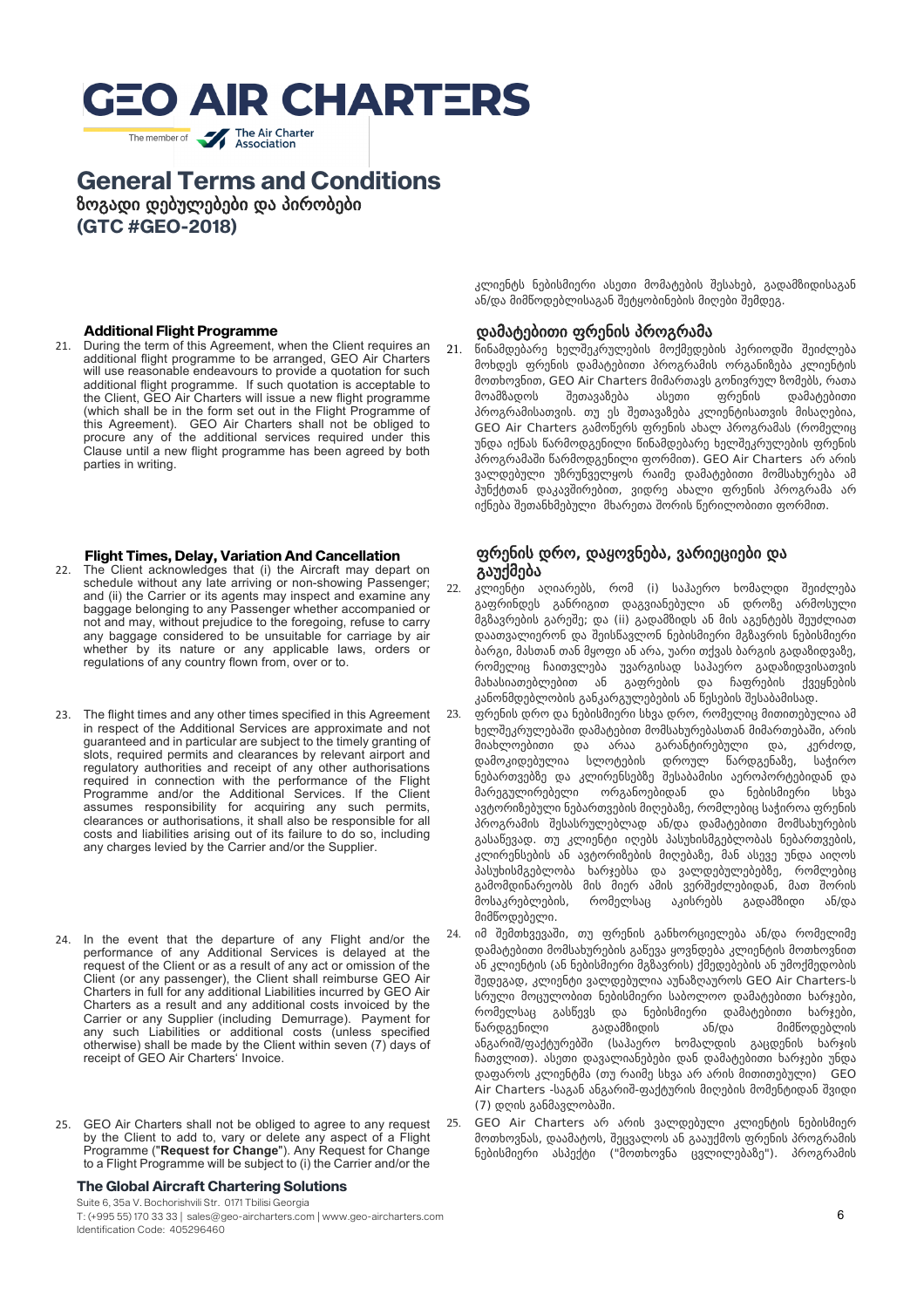# GEO AIR CHARTERS

The member of The Air Charter Association

## General Terms and Conditions
## ზოგადი დებულებები და პირობები
## (GTC #GEO-2018)

კლიენტს ნებისმიერი ასეთი მომატების შესახებ, გადამზიდისაგან ან/და მიმწოდებლისაგან შეტყობინების მიღები შემდეგ.

### Additional Flight Programme

21. During the term of this Agreement, when the Client requires an additional flight programme to be arranged, GEO Air Charters will use reasonable endeavours to provide a quotation for such additional flight programme. If such quotation is acceptable to the Client, GEO Air Charters will issue a new flight programme (which shall be in the form set out in the Flight Programme of this Agreement). GEO Air Charters shall not be obliged to procure any of the additional services required under this Clause until a new flight programme has been agreed by both parties in writing.

### დამატებითი ფრენის პროგრამა

21. წინამდებარე ხელშეკრულების მოქმედების პერიოდში შეიძლება მოხდეს ფრენის დამატებითი პროგრამის ორგანიზება კლიენტის მოთხოვნით, GEO Air Charters მიმართავს გონივრულ ზომებს, რათა მოამზადოს შეთავაზება ასეთი ფრენის დამატებითი პროგრამისათვის. თუ ეს შეთავაზება კლიენტისათვის მისაღებია, GEO Air Charters გამოწერს ფრენის ახალ პროგრამას (რომელიც უნდა იქნას წარმოდგენილი წინამდებარე ხელშეკრულების ფრენის პროგრამაში წარმოდგენილი ფორმით). GEO Air Charters არ არის ვალდებული უზრუნველყოს რაიმე დამატებითი მომსახურება ამ პუნქტთან დაკავშირებით, ვიდრე ახალი ფრენის პროგრამა არ იქნება შეთანხმებული მხარეთა შორის წერილობითი ფორმით.

### Flight Times, Delay, Variation And Cancellation

22. The Client acknowledges that (i) the Aircraft may depart on schedule without any late arriving or non-showing Passenger; and (ii) the Carrier or its agents may inspect and examine any baggage belonging to any Passenger whether accompanied or not and may, without prejudice to the foregoing, refuse to carry any baggage considered to be unsuitable for carriage by air whether by its nature or any applicable laws, orders or regulations of any country flown from, over or to.

23. The flight times and any other times specified in this Agreement in respect of the Additional Services are approximate and not guaranteed and in particular are subject to the timely granting of slots, required permits and clearances by relevant airport and regulatory authorities and receipt of any other authorisations required in connection with the performance of the Flight Programme and/or the Additional Services. If the Client assumes responsibility for acquiring any such permits, clearances or authorisations, it shall also be responsible for all costs and liabilities arising out of its failure to do so, including any charges levied by the Carrier and/or the Supplier.

24. In the event that the departure of any Flight and/or the performance of any Additional Services is delayed at the request of the Client or as a result of any act or omission of the Client (or any passenger), the Client shall reimburse GEO Air Charters in full for any additional Liabilities incurred by GEO Air Charters as a result and any additional costs invoiced by the Carrier or any Supplier (including Demurrage). Payment for any such Liabilities or additional costs (unless specified otherwise) shall be made by the Client within seven (7) days of receipt of GEO Air Charters' Invoice.

25. GEO Air Charters shall not be obliged to agree to any request by the Client to add to, vary or delete any aspect of a Flight Programme ("**Request for Change**"). Any Request for Change to a Flight Programme will be subject to (i) the Carrier and/or the

### ფრენის დრო, დაყოვნება, ვარიაციები და გაუქმება

22. კლიენტი აღიარებს, რომ (i) საჰაერო ხომალდი შეიძლება გაფრინდეს განრიგით დაგვიანებული ან დროზე არმოსული მგზავრის გარეშე; და (ii) გადამზიდს ან მის აგენტებს შეუძლიათ დაათვალიერონ და შეისწავლონ ნებისმიერი მგზავრის ნებისმიერი ბარგი, მასთან თან ჰყოფი ან არა, უარი თქვას ბარგის გადაზიდვაზე, რომელიც ჩაითვლება უვარგისად საჰაერო გადაზიდვისათვის მახასიათებლებით ან გაფრების და ჩაფრების ქვეყნების კანონმდებლობის განკარგულებების ან წესების შესაბამისად.

23. ფრენის დრო და ნებისმიერი სხვა დრო, რომელიც მითითებულია ამ ხელშეკრულებაში დამატებით მომსახურებასთან მიმართებაში, არის მიახლოებითი და არაა გარანტირებული და, კერძოდ, დამოკიდებულია სლოტების დროულ წარდგენაზე, საჭირო ნებართვებზე და კლირენსებზე შესაბამისი აეროპორტებიდან და მარეგულირებელი ორგანოებიდან და ნებისმიერი სხვა ავტორიზებული ნებართვების მიღებაზე, რომლებიც საჭიროა ფრენის პროგრამის შესასრულებლად ან/და დამატებითი მომსახურების გასაწევად. თუ კლიენტი იღებს პასუხისმგებლობას ნებართვების, კლირენსების ან ავტორიზების მიღებაზე, მან ასევე უნდა აიღოს პასუხისმგებლობა ხარჯებსა და ვალდებულებებზე, რომლებიც გამომდინარეობს მის მიერ ამის ვერშესრულებიდან, მათ შორის მოსაკრებლების, რომელსაც აკისრებს გადამზიდი ან/და მიმწოდებელი.

24. იმ შემთხვევაში, თუ ფრენის განხორციელება ან/და რომელიმე დამატებითი მომსახურების გაწევა ყოვნდება კლიენტის მოთხოვნით ან კლიენტის (ან ნებისმიერი მგზავრის) ქმედებების ან უმოქმედობის შედეგად, კლიენტი ვალდებულია აუნაზღაუროს GEO Air Charters-ს სრული მოცულობით ნებისმიერი საბოლოო დამატებითი ხარჯები, რომელსაც გასწევს და ნებისმიერი დამატებითი ხარჯები, წარდგენილი გადამზიდის ან/და მიმწოდებლის ანგარიშ/ფაქტურებში (საჰაერო ხომალდის გაცდენის ხარჯის ჩათვლით). ასეთი დავალიანებები დან დამატებითი ხარჯები უნდა დაფაროს კლიენტმა (თუ რაიმე სხვა არ არის მითითებული) GEO Air Charters -საგან ანგარიშ-ფაქტურის მიღების მომენტიდან შვიდი (7) დღის განმავლობაში.

25. GEO Air Charters არ არის ვალდებული კლიენტის ნებისმიერ მოთხოვნას, დაამატოს, შეცვალოს ან გააუქმოს ფრენის პროგრამის ნებისმიერი ასპექტი ("მოთხოვნა ცვლილებაზე"). პროგრამის

**The Global Aircraft Chartering Solutions**

Suite 6, 35a V. Bochorishvili Str. 0171 Tbilisi Georgia
T: (+995 55) 170 33 33 | sales@geo-aircharters.com | www.geo-aircharters.com
Identification Code: 405296460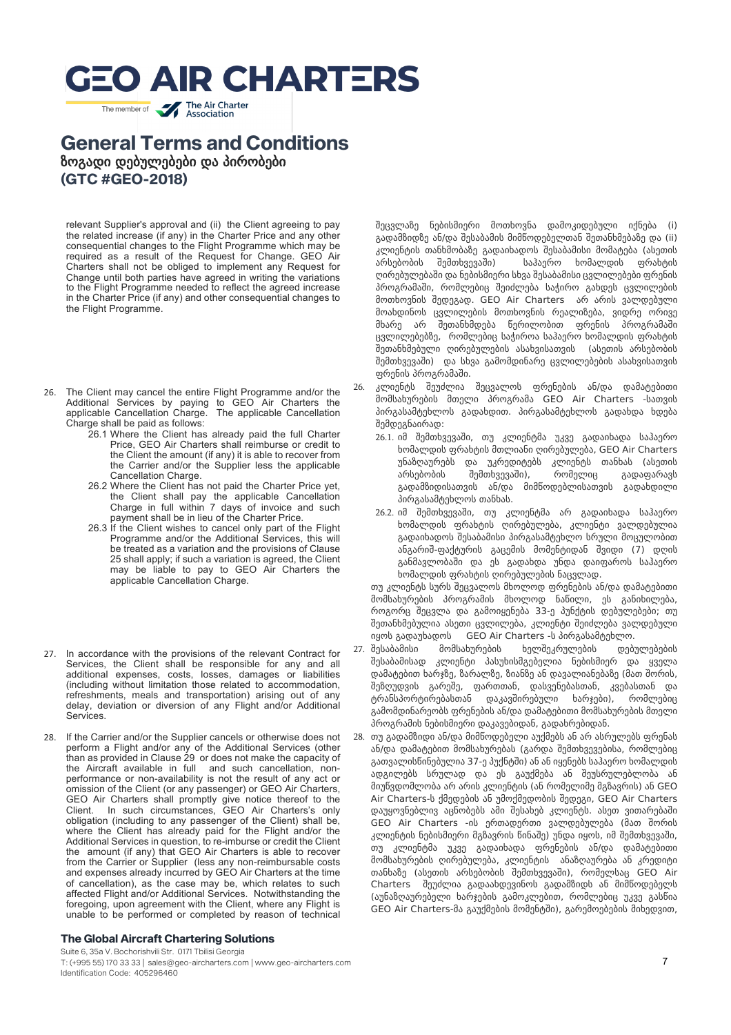# General Terms and Conditions

## ზოგადი დებულებები და პირობები

## (GTC #GEO-2018)

relevant Supplier's approval and (ii) the Client agreeing to pay the related increase (if any) in the Charter Price and any other consequential changes to the Flight Programme which may be required as a result of the Request for Change. GEO Air Charters shall not be obliged to implement any Request for Change until both parties have agreed in writing the variations to the Flight Programme needed to reflect the agreed increase in the Charter Price (if any) and other consequential changes to the Flight Programme.

26. The Client may cancel the entire Flight Programme and/or the Additional Services by paying to GEO Air Charters the applicable Cancellation Charge. The applicable Cancellation Charge shall be paid as follows:
    26.1 Where the Client has already paid the full Charter Price, GEO Air Charters shall reimburse or credit to the Client the amount (if any) it is able to recover from the Carrier and/or the Supplier less the applicable Cancellation Charge.
    26.2 Where the Client has not paid the Charter Price yet, the Client shall pay the applicable Cancellation Charge in full within 7 days of invoice and such payment shall be in lieu of the Charter Price.
    26.3 If the Client wishes to cancel only part of the Flight Programme and/or the Additional Services, this will be treated as a variation and the provisions of Clause 25 shall apply; if such a variation is agreed, the Client may be liable to pay to GEO Air Charters the applicable Cancellation Charge.

27. In accordance with the provisions of the relevant Contract for Services, the Client shall be responsible for any and all additional expenses, costs, losses, damages or liabilities (including without limitation those related to accommodation, refreshments, meals and transportation) arising out of any delay, deviation or diversion of any Flight and/or Additional Services.

28. If the Carrier and/or the Supplier cancels or otherwise does not perform a Flight and/or any of the Additional Services (other than as provided in Clause 29 or does not make the capacity of the Aircraft available in full and such cancellation, non-performance or non-availability is not the result of any act or omission of the Client (or any passenger) or GEO Air Charters, GEO Air Charters shall promptly give notice thereof to the Client. In such circumstances, GEO Air Charters's only obligation (including to any passenger of the Client) shall be, where the Client has already paid for the Flight and/or the Additional Services in question, to re-imburse or credit the Client the amount (if any) that GEO Air Charters is able to recover from the Carrier or Supplier (less any non-reimbursable costs and expenses already incurred by GEO Air Charters at the time of cancellation), as the case may be, which relates to such affected Flight and/or Additional Services. Notwithstanding the foregoing, upon agreement with the Client, where any Flight is unable to be performed or completed by reason of technical

შეცვლაზე ნებისმიერი მოთხოვნა დამოკიდებული იქნება (i) გადამზიდზე ან/და შესაბამის მიმწოდებელთან შეთანხმებაზე და (ii) კლიენტის თანხმობაზე გადაიხადოს შესაბამისი მომატება (ასეთის არსებობის შემთხვევაში) საჰაერო ხომალდის ფრახტის ღირებულებაში და ნებისმიერი სხვა შესაბამისი ცვლილებები ფრენის პროგრამაში, რომლებიც შეიძლება საჭირო გახდეს ცვლილების მოთხოვნის შედეგად. GEO Air Charters არ არის ვალდებული მოახდინოს ცვლილების მოთხოვნის რეალიზება, ვიდრე ორივე მხარე არ შეთანხმდება წერილობით ფრენის პროგრამაში ცვლილებებზე, რომლებიც საჭიროა საჰაერო ხომალდის ფრახტის შეთანხმებული ღირებულების ასახვისათვის (ასეთის არსებობის შემთხვევაში) და სხვა გამომდინარე ცვლილებების ასახვისათვის ფრენის პროგრამაში.

26. კლიენტს შეუძლია შეცვალოს ფრენების ან/და დამატებითი მომსახურების მთელი პროგრამა GEO Air Charters -სათვის პირგასამტეხლოს გადახდით. პირგასამტეხლოს გადახდა ხდება შემდეგნაირად:
    26.1. იმ შემთხვევაში, თუ კლიენტმა უკვე გადაიხადა საჰაერო ხომალდის ფრახტის მთლიანი ღირებულება, GEO Air Charters უნაზღაურებს და უკრედიტებს კლიენტს თანხას (ასეთის არსებობის შემთხვევაში), რომელიც გადაფარავს გადამზიდისათვის ან/და მიმწოდებლისათვის გადახდილი პირგასამტეხლოს თანხას.
    26.2. იმ შემთხვევაში, თუ კლიენტმა არ გადაიხადა საჰაერო ხომალდის ფრახტის ღირებულება, კლიენტი ვალდებულია გადაიხადოს შესაბამისი პირგასამტეხლო სრული მოცულობით ანგარიშ-ფაქტურის გაცემის მომენტიდან შვიდი (7) დღის განმავლობაში და ეს გადახდა უნდა დაიფაროს საჰაერო ხომალდის ფრახტის ღირებულების ნაცვლად.

    თუ კლიენტს სურს შეცვალოს მხოლოდ ფრენების ან/და დამატებითი მომსახურების პროგრამის მხოლოდ ნაწილი, ეს განიხილება, როგორც შეცვლა და გამოიყენება 33-ე პუნქტის დებულებები; თუ შეთანხმებულია ასეთი ცვლილება, კლიენტი შეიძლება ვალდებული იყოს გადაუხადოს GEO Air Charters -ს პირგასამტეხლო.

27. შესაბამისი მომსახურების ხელშეკრულების დებულებების შესაბამისად კლიენტი პასუხისმგებელია ნებისმიერ და ყველა დამატებით ხარჯზე, ზარალზე, ზიანზე ან დავალიანებაზე (მათ შორის, შეზღუდვის გარეშე, ფართთან, დასვენებასთან, კვებასთან და ტრანსპორტირებასთან დაკავშირებული ხარჯები), რომლებიც გამომდინარეობს ფრენების ან/და დამატებითი მომსახურების მთელი პროგრამის ნებისმიერი დაკავებიდან, გადახრებიდან.

28. თუ გადამზიდი ან/და მიმწოდებელი აუქმებს ან არ ასრულებს ფრენას ან/და დამატებით მომსახურებას (გარდა შემთხვევებისა, რომლებიც გათვალისწინებულია 37-ე პუნქტში) ან არ იყენებს საჰაერო ხომალდის ადგილებს სრულად და ეს გაუქმება ან შეუსრულებლობა ან მიუწვდომლობა არ არის კლიენტის (ან რომელიმე მგზავრის) ან GEO Air Charters-ის ქმედების ან უმოქმედობის შედეგი, GEO Air Charters დაუყოვნებლივ აცნობებს ამი შესახებ კლიენტს. ასეთ ვითარებაში GEO Air Charters -ის ერთადერთი ვალდებულება (მათ შორის კლიენტის ნებისმიერი მგზავრის წინაშე) უნდა იყოს, იმ შემთხვევაში, თუ კლიენტმა უკვე გადაიხადა ფრენების ან/და დამატებითი მომსახურების ღირებულება, კლიენტის ანაზღაურება ან კრედიტი თანხაზე (ასეთის არსებობის შემთხვევაში), რომელსაც GEO Air Charters შეუძლია გადაახდევინოს გადამზიდს ან მიმწოდებელს (აუნაზღაურებელი ხარჯების გამოკლებით, რომლებიც უკვე გასწია GEO Air Charters-მა გაუქმების მომენტში), გარემოებების მიხედვით,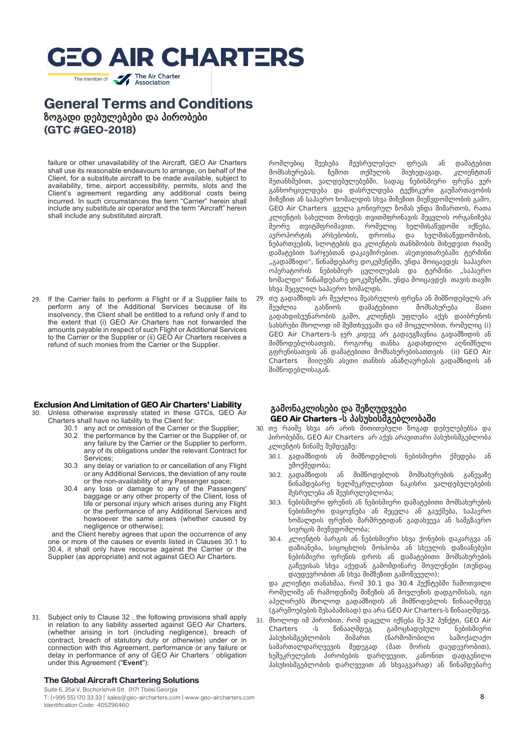failure or other unavailability of the Aircraft, GEO Air Charters shall use its reasonable endeavours to arrange, on behalf of the Client, for a substitute aircraft to be made available, subject to availability, time, airport accessibility, permits, slots and the Client's agreement regarding any additional costs being incurred. In such circumstances the term "Carrier" herein shall include any substitute air operator and the term "Aircraft" herein shall include any substituted aircraft.

რომლებიც შეეხება შეუსრულებელ ფრენას ან დამატებით მომსახურებას. ზემოთ თქმულის მიუხედავად, კლიენტთან შეთანხმებით, ვალდებულებებში, სადაც ნებისმიერი ფრენა ვერ განხორციელდება და დასრულდება ტექნიკური გაუმართაობის მიზეზით ან საჰაერო ხომალდის სხვა მიზეზით მიუწვდომლობის გამო, GEO Air Charters ყველა გონივრულ ზომას უნდა მიმართოს, რათა კლიენტის სახელით მოხდეს თვითმფრინავის შეცვლის ორგანიზება მეორე თვითმფრინავით, რომელიც ხელმისაწვდომი იქნება, აეროპორტის არსებობის, დროისა და ხელმისაწვდომობის, ნებართვების, სლოტების და კლიენტის თანხმობის მიხედვით რაიმე დამატებით ხარჯებთან დაკავშირებით. ასეთ‌ვითარებაში ტერმინი „გადამზიდი", წინამდებარე დოკუმენტში, უნდა მოიცავდეს საჰაერო ოპერატორის ნებისმიერ ცვლილებას და ტერმინი „საჰაერო ხომალდი" წინამდებარე დოკუმენტში, უნდა მოიცავდეს თავის თავში სხვა შეცვლილ საჰაერო ხომალდს.

29. If the Carrier fails to perform a Flight or if a Supplier fails to perform any of the Additional Services because of its insolvency, the Client shall be entitled to a refund only if and to the extent that (i) GEO Air Charters has not forwarded the amounts payable in respect of such Flight or Additional Services to the Carrier or the Supplier or (ii) GEO Air Charters receives a refund of such monies from the Carrier or the Supplier.

29. თუ გადამზიდს არ შეუძლია შეასრულოს ფრენა ან მიმწოდებელს არ შეუძლია გასწიოს დამატებითი მომსახურება მათი გადახდისუუნარობის გამო, კლიენტს უფლება აქვს დაიბრუნოს საჩხრები მხოლოდ იმ შემთხვევაში და იმ მოცულობით, რომელიც (i) GEO Air Charters-ს ჯერ კიდევ არ გადაუგზავნია გადამზიდის ან მიმწოდებლისათვის, როგორც თანხა გადახდილი აღნიშნული ფრენებისათვის ან დამატებითი მომსახურებისათვის (ii) GEO Air Charters მიიღებს ასეთი თანხის ანაზღაურებას გადამზიდის ან მიმწოდებლისაგან.

## Exclusion And Limitation of GEO Air Charters' Liability

30. Unless otherwise expressly stated in these GTCs, GEO Air Charters shall have no liability to the Client for:
    - 30.1 any act or omission of the Carrier or the Supplier;
    - 30.2 the performance by the Carrier or the Supplier of, or any failure by the Carrier or the Supplier to perform, any of its obligations under the relevant Contract for Services;
    - 30.3 any delay or variation to or cancellation of any Flight or any Additional Services, the deviation of any route or the non-availability of any Passenger space;
    - 30.4 any loss or damage to any of the Passengers' baggage or any other property of the Client, loss of life or personal injury which arises during any Flight or the performance of any Additional Services and howsoever the same arises (whether caused by negligence or otherwise);

    and the Client hereby agrees that upon the occurrence of any one or more of the causes or events listed in Clauses 30.1 to 30.4, it shall only have recourse against the Carrier or the Supplier (as appropriate) and not against GEO Air Charters.

## გამონაკლისები და შეზღუდვები GEO Air Charters -ს პასუხისმგებლობაში

30. თუ რაიმე სხვა არ არის მითითებული ზოგად დებულებებსა და პირობებში, GEO Air Charters არ აქვს არავითარი პასუხისმგებლობა კლიენტის წინაშე შემდეგზე:
    - 30.1. გადამზიდის ან მიმწოდებლის ნებისმიერი ქმედება ან უმოქმედობა;
    - 30.2. გადამზიდის ან მიმწოდებლის მომსახურების გაწევაზე წინამდებარე ხელშეკრულებით ნაკისრი ვალდებულებების შესრულება ან შეუსრულებლობა;
    - 30.3. ნებისმიერი ფრენის ან ნებისმიერი დამატებითი მომსახურების ნებისმიერი დაყოვნება ან შეცვლა ან გაუქმება, საჰაერო ხომალდის ფრენის მარშრუტიდან გადახვევა ან სამგზავრო სივრცის მიუწვდომლობა;
    - 30.4. კლიენტის ბარგის ან ნებისმიერი სხვა ქონების დაკარგვა ან დაზიანება, სიცოცხლის მოსპობა ან სხეულის დაზიანებები ნებისმიერი ფრენის დროს ან დამატებითი მომსახურების გაწევისას სხვა აქედან გამომდინარე მოვლენები (თუნდაც დაუდევრობით ან სხვა მიზეზით გამოწვეული);

    და კლიენტი თანახმაა, რომ 30.1 და 30.4 პუნქტებში ჩამოთვლილი რომელიმე ან რამოდენიმე მიზეზის ან მოვლენის დადგომისას, იგი აპელირებს მხოლოდ გადამზიდის ან მიმწოდებლის წინააღმდეგ (გარემოებების შესაბამისად) და არა GEO Air Charters-ს წინააღმდეგ.

31. Subject only to Clause 32 , the following provisions shall apply in relation to any liability asserted against GEO Air Charters, (whether arising in tort (including negligence), breach of contract, breach of statutory duty or otherwise) under or in connection with this Agreement, performance or any failure or delay in performance of any of GEO Air Charters ' obligation under this Agreement ("**Event**"):

31. მხოლოდ იმ პირობით, რომ დაცული იქნება მე-32 პუნქტი, GEO Air Charters -ს წინააღმდეგ გამოცხადებული ნებისმიერი პასუხისმგებლობის მიმართ (წარმოშობილი სამოქალაქო სამართალდარღვევის შედეგად (მათ შორის დაუდევრობით), ხელშეკრულების პირობების დარღვევით, კანონით დადგენილი პასუხისმგებლობის დარღვევით ან სხვაგვარად) ან წინამდებარე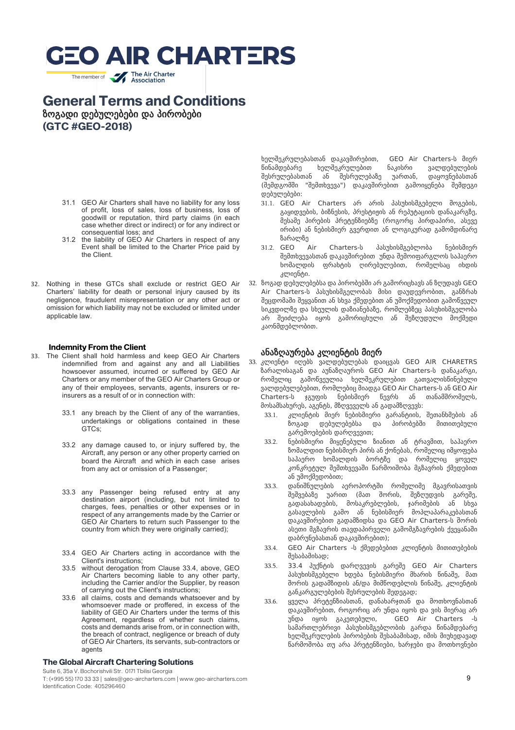# GEO AIR CHARTERS

The member of The Air Charter Association

## General Terms and Conditions
## ზოგადი დებულებები და პირობები
## (GTC #GEO-2018)

31.1 GEO Air Charters shall have no liability for any loss of profit, loss of sales, loss of business, loss of goodwill or reputation, third party claims (in each case whether direct or indirect) or for any indirect or consequential loss; and

31.2 the liability of GEO Air Charters in respect of any Event shall be limited to the Charter Price paid by the Client.

32. Nothing in these GTCs shall exclude or restrict GEO Air Charters' liability for death or personal injury caused by its negligence, fraudulent misrepresentation or any other act or omission for which liability may not be excluded or limited under applicable law.

### Indemnity From the Client

33. The Client shall hold harmless and keep GEO Air Charters indemnified from and against any and all Liabilities howsoever assumed, incurred or suffered by GEO Air Charters or any member of the GEO Air Charters Group or any of their employees, servants, agents, insurers or re-insurers as a result of or in connection with:

33.1 any breach by the Client of any of the warranties, undertakings or obligations contained in these GTCs;

33.2 any damage caused to, or injury suffered by, the Aircraft, any person or any other property carried on board the Aircraft and which in each case arises from any act or omission of a Passenger;

33.3 any Passenger being refused entry at any destination airport (including, but not limited to charges, fees, penalties or other expenses or in respect of any arrangements made by the Carrier or GEO Air Charters to return such Passenger to the country from which they were originally carried);

33.4 GEO Air Charters acting in accordance with the Client's instructions;

33.5 without derogation from Clause 33.4, above, GEO Air Charters becoming liable to any other party, including the Carrier and/or the Supplier, by reason of carrying out the Client's instructions;

33.6 all claims, costs and demands whatsoever and by whomsoever made or proffered, in excess of the liability of GEO Air Charters under the terms of this Agreement, regardless of whether such claims, costs and demands arise from, or in connection with, the breach of contract, negligence or breach of duty of GEO Air Charters, its servants, sub-contractors or agents

ხელშეკრულებასთან დაკავშირებით, GEO Air Charters-ს მიერ წინამდებარე ხელშეკრულებით ნაკისრი ვალდებულების შესრულებასთან ან შესრულებაზე უართან, დაყოვნებასთან (შემდგომში "შემთხვევა") დაკავშირებით გამოიყენება შემდეგი დებულებები:

31.1. GEO Air Charters არ არის პასუხისმგებელი მოგების, გაყიდვების, ბიზნესის, პრესტიჟის ან რეპუტაციის დანაკარგზე, მესამე პირების პრეტენზიებზე (როგორც პირდაპირი, ასევე ირიბი) ან ნებისმიერ გვერდით ან ლოგიკურად გამომდინარე ზარალზე

31.2. GEO Air Charters-ს პასუხისმგებლობა ნებისმიერ შემთხვევასთან დაკავშირებით უნდა შემოიფარგლოს საჰაერო ხომალდის ფრახტის ღირებულებით, რომელსაც იხდის კლიენტი.

32. ზოგად დებულებებსა და პირობებში არ გამორიცხავს ან ზღუდავს GEO Air Charters-ს პასუხისმგებლობას მისი დაუდევრობით, განზრახ შეცდომაში შეყვანით ან სხვა ქმედებით ან უმოქმედობით გამოწვეულ სიკვდილზე და სხეულის დაზიანებაზე, რომლებზეც პასუხისმგებლობა არ შეიძლება იყოს გამორიცხული ან შეზღუდული მოქმედი კაონმდებლობით.

### ანაზღაურება კლიენტის მიერ

33. კლიენტი იღებს ვალდებულებას დაიცვას GEO AIR CHARETRS ზარალისაგან და აუნაზღაუროს GEO Air Charters-ს დანაკარგი, რომელიც გამოწვეულია ხელშეკრულებით გათვალისწინებული ვალდებულებებით, რომლებიც მიადგა GEO Air Charters-ს ან GEO Air Charters-ს ჯგუფის ნებისმიერ წევრს ან თანამშრომელს, მოსამსახურეს, აგენტს, მზღვეველს ან გადამზღვევს:

33.1. კლიენტის მიერ ნებისმიერი გარანტიის, შეთანხმების ან ზოგად დებულებებსა და პირობებში მითითებული გარემოებების დარღვევით;

33.2. ნებისმიერი მიყენებული ზიანით ან ტრავმით, საჰაერო ხომალდით ნებისმიერ პირს ან ქონებას, რომელიც იმყოფება საჰაერო ხომალდის ბორტზე და რომელიც ყოველ კონკრეტულ შემთხვევაში წარმოიშობა მგზავრის ქმედებით ან უმოქმედობით;

33.3. დანიშნულების აეროპორტში რომელიმე მგავრისათვის შეშვებაზე უართი (მათ შორის, შეზღუდვის გარეშე, გადასახადების, მოსაკრებლების, ჯარიმების ან სხვა გასავლების გამო ან ნებისმიერ მოლაპარაკებასთან დაკავშირებით გადამზიდსა და GEO Air Charters-ს შორის ასეთი მგზავრის თავდაპირველი გამომგზავრების ქვეყანაში დაბრუნებასთან დაკავშირებით);

33.4. GEO Air Charters -ს ქმედებებით კლიენტის მითითებების შესაბამისად;

33.5. 33.4 პუქნტის დარღვევის გარეშე GEO Air Charters პასუხისმგებელი ხდება ნებისმიერი მხარის წინაშე, მათ შორის გადამზიდის ან/და მიმწოდებლის წინაშე, კლიენტის განკარგულებების შესრულების შედეგად;

33.6. ყველა პრეტენზიასთან, დანახარჯთან და მოთხოვნასთან დაკავშირებით, როგორიც არ უნდა იყოს და ვის მიერაც არ უნდა იყოს გაკეთებული, GEO Air Charters -ს სამართლებრივი პასუხისმგებლობის გარდა წინამდებარე ხელშეკრულების პირობების შესაბამისად, იმის მიუხედავად წარმოშობა თუ არა პრეტენზიები, ხარჯები და მოთხოვნები

**The Global Aircraft Chartering Solutions**
Suite 6, 35a V. Bochorishvili Str. 0171 Tbilisi Georgia
T: (+995 55) 170 33 33 | sales@geo-aircharters.com | www.geo-aircharters.com
Identification Code: 405296460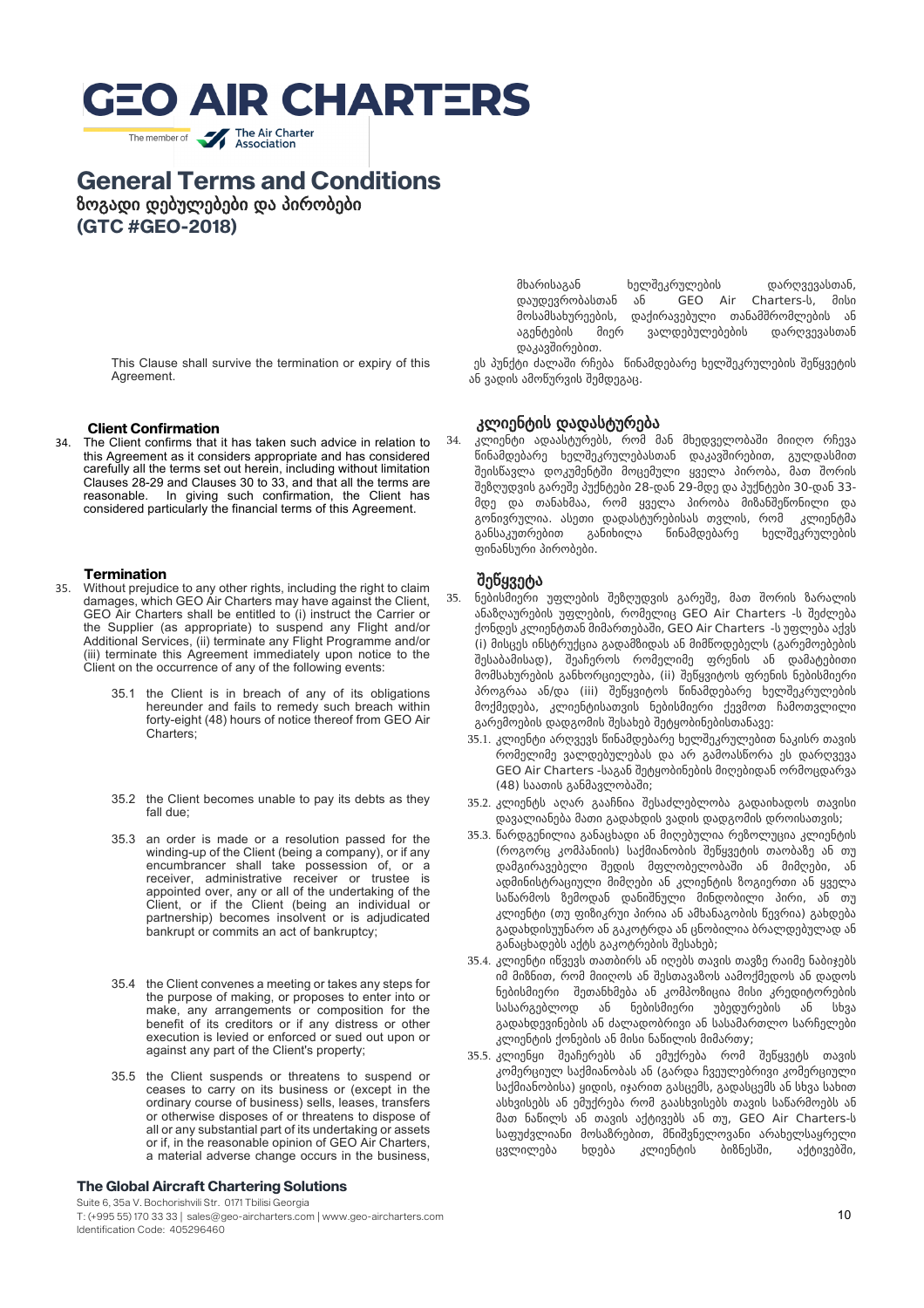# GEO AIR CHARTERS

The member of The Air Charter Association

# General Terms and Conditions
## ზოგადი დებულებები და პირობები
## (GTC #GEO-2018)

მხარისაგან ხელშეკრულების დარღვევასთან, დაუდევრობასთან ან GEO Air Charters-ს, მისი მოსამსახურეების, დაქირავებული თანამშრომლების ან აგენტების მიერ ვალდებულებების დარღვევასთან დაკავშირებით.

This Clause shall survive the termination or expiry of this Agreement.

ეს პუნქტი ძალაში რჩება წინამდებარე ხელშეკრულების შეწყვეტის ან ვადის ამოწურვის შემდეგაც.

### Client Confirmation

34. The Client confirms that it has taken such advice in relation to this Agreement as it considers appropriate and has considered carefully all the terms set out herein, including without limitation Clauses 28-29 and Clauses 30 to 33, and that all the terms are reasonable. In giving such confirmation, the Client has considered particularly the financial terms of this Agreement.

### კლიენტის დადასტურება

34. კლიენტი ადასტურებს, რომ მან მხედველობაში მიიღო რჩევა წინამდებარე ხელშეკრულებასთან დაკავშირებით, გულდასმით შეისწავლა დოკუმენტში მოცემული ყველა პირობა, მათ შორის შეზღუდვის გარეშე პუნქტები 28-დან 29-მდე და პუნქტები 30-დან 33-მდე და თანახმაა, რომ ყველა პირობა მიზანშეწონილი და გონივრულია. ასეთი დადასტურებისას თვლის, რომ კლიენტმა განსაკუთრებით განიხილა წინამდებარე ხელშეკრულების ფინანსური პირობები.

### Termination

35. Without prejudice to any other rights, including the right to claim damages, which GEO Air Charters may have against the Client, GEO Air Charters shall be entitled to (i) instruct the Carrier or the Supplier (as appropriate) to suspend any Flight and/or Additional Services, (ii) terminate any Flight Programme and/or (iii) terminate this Agreement immediately upon notice to the Client on the occurrence of any of the following events:

    35.1 the Client is in breach of any of its obligations hereunder and fails to remedy such breach within forty-eight (48) hours of notice thereof from GEO Air Charters;

    35.2 the Client becomes unable to pay its debts as they fall due;

    35.3 an order is made or a resolution passed for the winding-up of the Client (being a company), or if any encumbrancer shall take possession of, or a receiver, administrative receiver or trustee is appointed over, any or all of the undertaking of the Client, or if the Client (being an individual or partnership) becomes insolvent or is adjudicated bankrupt or commits an act of bankruptcy;

    35.4 the Client convenes a meeting or takes any steps for the purpose of making, or proposes to enter into or make, any arrangements or composition for the benefit of its creditors or if any distress or other execution is levied or enforced or sued out upon or against any part of the Client's property;

    35.5 the Client suspends or threatens to suspend or ceases to carry on its business or (except in the ordinary course of business) sells, leases, transfers or otherwise disposes of or threatens to dispose of all or any substantial part of its undertaking or assets or if, in the reasonable opinion of GEO Air Charters, a material adverse change occurs in the business,

### შეწყვეტა

35. ნებისმიერი უფლების შეზღუდვის გარეშე, მათ შორის ზარალის ანაზღაურების უფლების, რომელიც GEO Air Charters -ს შეძლება ქონდეს კლიენტთან მიმართებაში, GEO Air Charters -ს უფლება აქვს (i) მისცეს ინსტრუქცია გადამზიდას ან მიმწოდებელს (გარემოებების შესაბამისად), შეაჩეროს რომელიმე ფრენის ან დამატებითი მომსახურების განხორციელება, (ii) შეწყვიტოს ფრენის ნებისმიერი პროგრამა ან/და (iii) შეწყვიტოს წინამდებარე ხელშეკრულების მოქმედება, კლიენტისათვის ნებისმიერი ქვემოთ ჩამოთვლილი გარემოების დადგომის შესახებ შეტყობინებისთანავე:

    35.1. კლიენტი არღვევს წინამდებარე ხელშეკრულებით ნაკისრ თავის რომელიმე ვალდებულებას და არ გამოასწორა ეს დარღვევა GEO Air Charters -საგან შეტყობინების მიღებიდან ორმოცდარვა (48) საათის განმავლობაში;

    35.2. კლიენტს აღარ გააჩნია შესაძლებლობა გადაიხადოს თავისი დავალიანება მათი გადახდის ვადის დადგომის დროისათვის;

    35.3. წარდგენილია განაცხადი ან მიღებულია რეზოლუცია კლიენტის (როგორც კომპანიის) საქმიანობის შეწყვეტის თაობაზე ან თუ დამგირავებელი შედის მფლობელობაში ან მიმღები, ან ადმინისტრაციული მიმღები ან კლიენტის ზოგიერთი ან ყველა საწარმოს ზემოდან დანიშნული მინდობილი პირი, ან თუ კლიენტი (თუ ფიზიკური პირია ან ამხანაგობის წევრია) გახდება გადახდისუუნარო ან გაკოტრდა ან ცნობილია ბრალდებულად ან განაცხადებს აქტს გაკოტრების შესახებ;

    35.4. კლიენტი იწვევს თათბირს ან იღებს თავის თავზე რაიმე ნაბიჯებს იმ მიზნით, რომ მიიღოს ან შესთავაზოს აამოქმედოს ან დადოს ნებისმიერი შეთანხმება ან კომპოზიცია მისი კრედიტორების სასარგებლოდ ან ნებისმიერი უბედურების ან სხვა გადახდევინების ან ძალადობრივი ან სასამართლო სარჩელები კლიენტის ქონების ან მისი ნაწილის მიმართ;

    35.5. კლიენტი შეაჩერებს ან ემუქრება რომ შეწყვეტს თავის კომერციულ საქმიანობას ან (გარდა ჩვეულებრივი კომერციული საქმიანობისა) ყიდის, იჯარით გასცემს, გადასცემს ან სხვა სახით ასხვისებს ან ემუქრება რომ გაასხვისებს თავის საწარმოებს ან მათ ნაწილს ან თავის აქტივებს ან თუ, GEO Air Charters-ს საფუძვლიანი მოსაზრებით, მნიშვნელოვანი არახელსაყრელი ცვლილება ხდება კლიენტის ბიზნესში, აქტივებში,

**The Global Aircraft Chartering Solutions**

Suite 6, 35a V. Bochorishvili Str. 0171 Tbilisi Georgia
T: (+995 55) 170 33 33 | sales@geo-aircharters.com | www.geo-aircharters.com
Identification Code: 405296460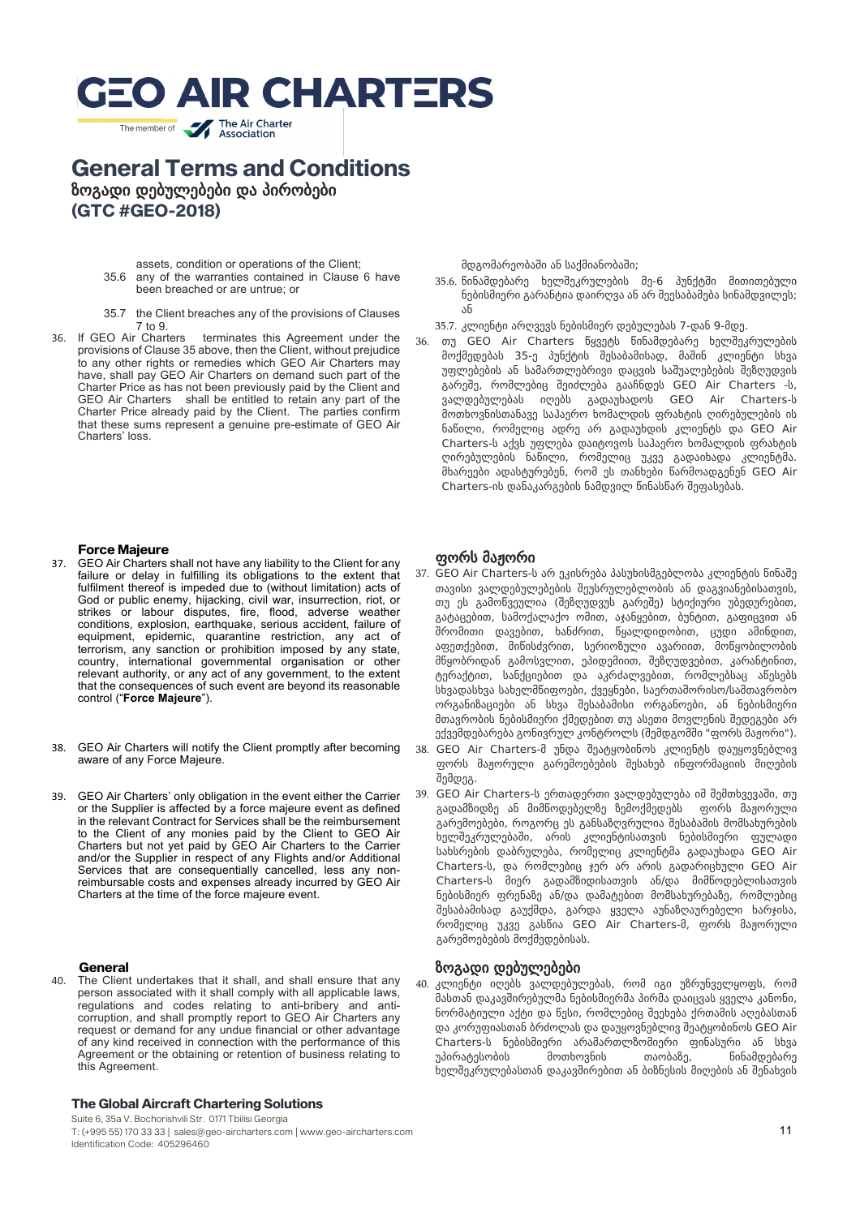# GEO AIR CHARTERS

The member of The Air Charter Association

## General Terms and Conditions
## ზოგადი დებულებები და პირობები
## (GTC #GEO-2018)

assets, condition or operations of the Client;

35.6 any of the warranties contained in Clause 6 have been breached or are untrue; or

35.7 the Client breaches any of the provisions of Clauses 7 to 9.

36. If GEO Air Charters terminates this Agreement under the provisions of Clause 35 above, then the Client, without prejudice to any other rights or remedies which GEO Air Charters may have, shall pay GEO Air Charters on demand such part of the Charter Price as has not been previously paid by the Client and GEO Air Charters shall be entitled to retain any part of the Charter Price already paid by the Client. The parties confirm that these sums represent a genuine pre-estimate of GEO Air Charters' loss.

მდგომარეობაში ან საქმიანობაში;

35.6. წინამდებარე ხელშეკრულების მე-6 პუნქტში მითითებული ნებისმიერი გარანტია დაირღვა ან არ შეესაბამება სინამდვილეს; ან

35.7. კლიენტი არღვევს ნებისმიერ დებულებას 7-დან 9-მდე.

36. თუ GEO Air Charters წყვეტს წინამდებარე ხელშეკრულების მოქმედებას 35-ე პუნქტის შესაბამისად, მაშინ კლიენტი სხვა უფლებების ან სამართლებრივი დაცვის საშუალებების შეზღუდვის გარეშე, რომლებიც შეიძლება გააჩნდეს GEO Air Charters -ს, ვალდებულებას იღებს გადაუხადოს GEO Air Charters-ს მოთხოვნისთანავე საჰაერო ხომალდის ფრახტის ღირებულების ის ნაწილი, რომელიც ადრე არ გადაუხდის კლიენტს და GEO Air Charters-ს აქვს უფლება დაიტოვოს საჰაერო ხომალდის ფრახტის ღირებულების ნაწილი, რომელიც უკვე გადაიხადა კლიენტმა. მხარეები ადასტურებენ, რომ ეს თანხები წარმოადგენენ GEO Air Charters-ის დანაკარგების ნამდვილ წინასწარ შეფასებას.

### Force Majeure

37. GEO Air Charters shall not have any liability to the Client for any failure or delay in fulfilling its obligations to the extent that fulfilment thereof is impeded due to (without limitation) acts of God or public enemy, hijacking, civil war, insurrection, riot, or strikes or labour disputes, fire, flood, adverse weather conditions, explosion, earthquake, serious accident, failure of equipment, epidemic, quarantine restriction, any act of terrorism, any sanction or prohibition imposed by any state, country, international governmental organisation or other relevant authority, or any act of any government, to the extent that the consequences of such event are beyond its reasonable control ("**Force Majeure**").

38. GEO Air Charters will notify the Client promptly after becoming aware of any Force Majeure.

39. GEO Air Charters' only obligation in the event either the Carrier or the Supplier is affected by a force majeure event as defined in the relevant Contract for Services shall be the reimbursement to the Client of any monies paid by the Client to GEO Air Charters but not yet paid by GEO Air Charters to the Carrier and/or the Supplier in respect of any Flights and/or Additional Services that are consequentially cancelled, less any non-reimbursable costs and expenses already incurred by GEO Air Charters at the time of the force majeure event.

### ფორს მაჟორი

37. GEO Air Charters-ს არ ეკისრება პასუხისმგებლობა კლიენტის წინაშე თავისი ვალდებულებების შეუსრულებლობის ან დაგვიანებისათვის, თუ ეს გამოწვეულია (შეზღუდვეს გარეშე) სტიქიური უბედურებით, გატაცებით, სამოქალაქო ომით, აჯანყებით, ბუნტით, გაფიცვით ან შრომითი დავებით, ხანძრით, წყალდიდობით, ცუდი ამინდით, აფეთქებით, მიწისძვრით, სერიოზული ავარიით, მოწყობილობის მწყობრიდან გამოსვლით, ეპიდემიით, შეზღუდვებით, კარანტინით, ტერაქტით, სანქციებით და აკრძალვებით, რომლებსაც აწესებს სხვადასხვა სახელმწიფოები, ქვეყნები, საერთაშორისო/სამთავრობო ორგანიზაციები ან სხვა შესაბამისი ორგანოები, ან ნებისმიერი მთავრობის ნებისმიერი ქმედებით თუ ასეთი მოვლენის შედეგები არ ექვემდებარება გონივრულ კონტროლს (შემდგომში "ფორს მაჟორი").

38. GEO Air Charters-მ უნდა შეატყობინოს კლიენტს დაუყოვნებლივ ფორს მაჟორული გარემოებების შესახებ ინფორმაციის მიღების შემდეგ.

39. GEO Air Charters-ს ერთადერთი ვალდებულება იმ შემთხვევაში, თუ გადამზიდზე ან მიმწოდებელზე ზემოქმედებს ფორს მაჟორული გარემოებები, როგორც ეს განსაზღვრულია შესაბამის მომსახურების ხელშეკრულებაში, არის კლიენტისათვის ნებისმიერი ფულადი სახსრების დაბრუნება, რომელიც კლიენტმა გადაუხადა GEO Air Charters-ს, და რომლებიც ჯერ არ არის გადარიცხული GEO Air Charters-ს მიერ გადამზიდისათვის ან/და მიმწოდებლისათვის ნებისმიერ ფრენაზე ან/და დამატებით მომსახურებაზე, რომლებიც შესაბამისად გაუქმდა, გარდა ყველა აუნაზღაურებელი ხარჯისა, რომელიც უკვე გასწია GEO Air Charters-მ, ფორს მაჟორული გარემოებების მოქმედებისას.

### General

40. The Client undertakes that it shall, and shall ensure that any person associated with it shall comply with all applicable laws, regulations and codes relating to anti-bribery and anti-corruption, and shall promptly report to GEO Air Charters any request or demand for any undue financial or other advantage of any kind received in connection with the performance of this Agreement or the obtaining or retention of business relating to this Agreement.

### ზოგადი დებულებები

40. კლიენტი იღებს ვალდებულებას, რომ იგი უზრუნველყოფს, რომ მასთან დაკავშირებულმა ნებისმიერმა პირმა დაიცვას ყველა კანონი, ნორმატიული აქტი და წესი, რომლებიც შეეხება ქრთამის აღებასთან და კორუფციასთან ბრძოლას და დაუყოვნებლივ შეატყობინოს GEO Air Charters-ს ნებისმიერი არამართლზომიერი ფინანსური ან სხვა უპირატესობის მოთხოვნის თაობაზე, წინამდებარე ხელშეკრულებასთან დაკავშირებით ან ბიზნესის მიღების ან შენახვის

**The Global Aircraft Chartering Solutions**

Suite 6, 35a V. Bochorishvili Str. 0171 Tbilisi Georgia
T: (+995 55) 170 33 33 | sales@geo-aircharters.com | www.geo-aircharters.com
Identification Code: 405296460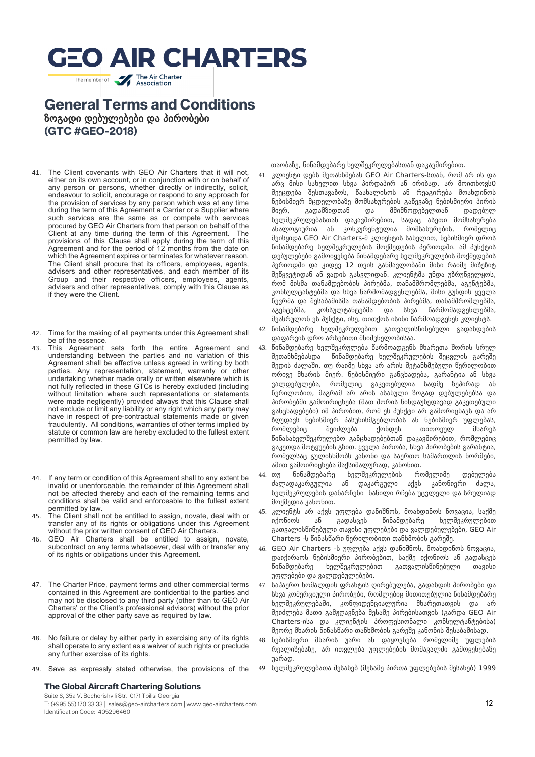# GEO AIR CHARTERS

The member of The Air Charter Association

## General Terms and Conditions
## ზოგადი დებულებები და პირობები
## (GTC #GEO-2018)

თაობაზე, წინამდებარე ხელშეკრულებასთან დაკავშირებით.

41. The Client covenants with GEO Air Charters that it will not, either on its own account, or in conjunction with or on behalf of any person or persons, whether directly or indirectly, solicit, endeavour to solicit, encourage or respond to any approach for the provision of services by any person which was at any time during the term of this Agreement a Carrier or a Supplier where such services are the same as or compete with services procured by GEO Air Charters from that person on behalf of the Client at any time during the term of this Agreement. The provisions of this Clause shall apply during the term of this Agreement and for the period of 12 months from the date on which the Agreement expires or terminates for whatever reason. The Client shall procure that its officers, employees, agents, advisers and other representatives, and each member of its Group and their respective officers, employees, agents, advisers and other representatives, comply with this Clause as if they were the Client.

41. კლიენტი დებს შეთანხმებას GEO Air Charters-სთან, რომ არ ის და არც მისი სახელით სხვა პირდაპირ ან ირიბად, არ მოითხოვს0 შეეცდება შესთავაზოს, წაახალისოს ან რეაგირება მოახდინოს ნებისმიერ მცდელობაზე მომსახურების გაწევაზე ნებისმიერი პირის მიერ, გადამზიდთან და მომწოდებელთან დადებულ ხელშეკრულებასთან დაკავშირებით, სადაც ასეთი მომსახურება ანალოგიურია ან კონკურენტულია მომსახურების, რომელიც შეისყიდა GEO Air Charters-მ კლიენტის სახელით, ნებისმიერ დროს წინამდებარე ხელშეკრულების მოქმედების პერიოდში. ამ პუნქტის დებულებები გამოიყენება წინამდებარე ხელშეკრულების მოქმედების პერიოდში და კიდევ 12 თვის განმავლობაში მისი რაიმე მიზეზით შეწყვეტიდან ან ვადის გასვლიდან. კლიენტმა უნდა უზრუნველყოს, რომ მისმა თანამდებობის პირებმა, თანამშრომლებმა, აგენტებმა, კონსულტანტებმა და სხვა წარმომადგენლებმა, მისი გუნდის ყველა წევრმა და შესაბამისმა თანამდებობის პირებმა, თანამშრომლებმა, აგენტებმა, კონსულტანტებმა და სხვა წარმომადგენლებმა, შეასრულონ ეს პუნქტი, ისე, თითქოს ისინი წარმოადგენენ კლიენტს.

42. Time for the making of all payments under this Agreement shall be of the essence.

42. წინამდებარე ხელშეკრულებით გათვალისწინებული გადახდების დაფარვის დრო არსებითი მნიშვნელობისაა.

43. This Agreement sets forth the entire Agreement and understanding between the parties and no variation of this Agreement shall be effective unless agreed in writing by both parties. Any representation, statement, warranty or other undertaking whether made orally or written elsewhere which is not fully reflected in these GTCs is hereby excluded (including without limitation where such representations or statements were made negligently) provided always that this Clause shall not exclude or limit any liability or any right which any party may have in respect of pre-contractual statements made or given fraudulently. All conditions, warranties of other terms implied by statute or common law are hereby excluded to the fullest extent permitted by law.

43. წინამდებარე ხელშეკრულება წარმოადგენს მხარეთა შორის სრულ შეთანხმებასდა წინამდებარე ხელშეკრულების შეცვლის გარეშე შედის ძალაში, თუ რაიმე სხვა არ არის შეტანხმებული წერილობით ორივე მხარის მიერ. ნებისმიერი განცხადება, გარანტია ან სხვა ვალდებულება, რომელიც გაკეთებულია სადმე ზეპირად ან წერილობით, მაგრამ არ არის ასახული ზოგად დებულებებსა და პირობებში გამოირიცხება (მათ შორის წინდაუხედავად გაკეთებული განცხადებები) იმ პირობით, რომ ეს პუნქტი არ გამორიცხავს და არ ზღუდავს ნებისმიერ პასუხისმგებლობას ან ნებისმიერ უფლებას, რომლებიც შეიძლება ქონდეს თითოეულ მხარეს წინასახელშეკრულებო განცხადებებთან დაკავშირებით, რომლებიც გაკეთდა მოტყუების გზით. ყველა პირობა, სხვა პირობების გარანტია, რომელსაც გულისხმობს კანონი და საერთო სამართლის ნორმები, ამით გამოირიცხება მაქსიმალურად, კანონით.

44. If any term or condition of this Agreement shall to any extent be invalid or unenforceable, the remainder of this Agreement shall not be affected thereby and each of the remaining terms and conditions shall be valid and enforceable to the fullest extent permitted by law.

44. თუ წინამდებარე ხელშეკრულების რომელიმე დებულება ძალადაკარგულია ან დაკარგული აქვს კანონიერი ძალა, ხელშეკრულების დანარჩენი ნაწილი რჩება უცვლელი და სრულიად მოქმედია კანონით.

45. The Client shall not be entitled to assign, novate, deal with or transfer any of its rights or obligations under this Agreement without the prior written consent of GEO Air Charters.

45. კლიენტს არ აქვს უფლება დანიშნოს, მოახდინოს ნოვაცია, საქმე იქონიოს ან გადასცეს წინამდებარე ხელშეკრულებით გათვალისწინებული თავისი უფლებები და ვალდებულებები, GEO Air Charters -ს წინასწარი წერილობითი თანხმობის გარეშე.

46. GEO Air Charters shall be entitled to assign, novate, subcontract on any terms whatsoever, deal with or transfer any of its rights or obligations under this Agreement.

46. GEO Air Charters -ს უფლება აქვს დანიშნოს, მოახდინოს ნოვაცია, დაიქირაოს ნებისმიერი პირობებით, საქმე იქონიოს ან გადასცეს წინამდებარე ხელშეკრულებით გათვალისწინებული თავისი უფლებები და ვალდებულებები.

47. The Charter Price, payment terms and other commercial terms contained in this Agreement are confidential to the parties and may not be disclosed to any third party (other than to GEO Air Charters' or the Client's professional advisors) without the prior approval of the other party save as required by law.

47. საჰაერო ხომალდის ფრახტის ღირებულება, გადახდის პირობები და სხვა კომერციული პირობები, რომლებიც მითითებულია წინამდებარე ხელშეკრულებაში, კონფიდენციალურია მხარეთათვის და არ შეიძლება მათი გამჟღავნება მესამე პირებისათვის (გარდა GEO Air Charters-ისა და კლიენტის პროფესიონალი კონსულტანტებისა) მეორე მხარის წინასწარი თანხმობის გარეშე კანონის შესაბამისად.

48. No failure or delay by either party in exercising any of its rights shall operate to any extent as a waiver of such rights or preclude any further exercise of its rights.

48. ნებისმიერი მხარის უარი ან დაყოვნება რომელიმე უფლების რეალიზებაზე, არ ითვლება უფლებების მომავალში გამოყენებაზე უარად.

49. Save as expressly stated otherwise, the provisions of the

49. ხელშეკრულებათა შესახებ (მესამე პირთა უფლებების შესახებ) 1999

**The Global Aircraft Chartering Solutions**

Suite 6, 35a V. Bochorishvili Str. 0171 Tbilisi Georgia
T: (+995 55) 170 33 33 | sales@geo-aircharters.com | www.geo-aircharters.com
Identification Code: 405296460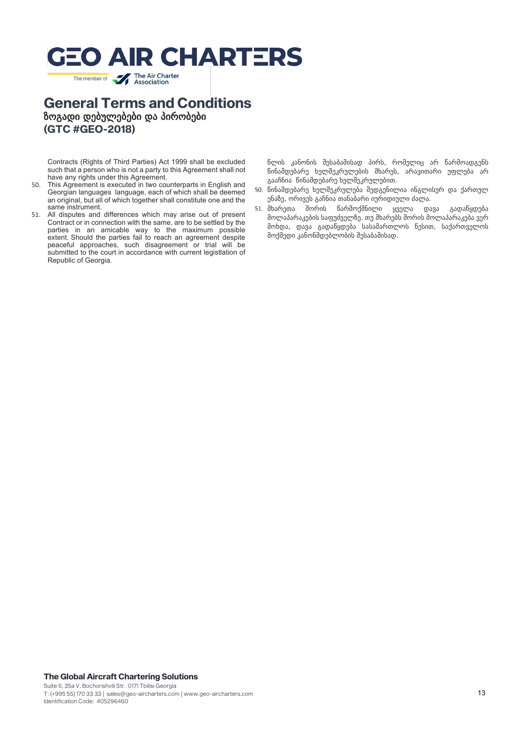# GEO AIR CHARTERS

The member of The Air Charter Association

## General Terms and Conditions
### ზოგადი დებულებები და პირობები
### (GTC #GEO-2018)

Contracts (Rights of Third Parties) Act 1999 shall be excluded such that a person who is not a party to this Agreement shall not have any rights under this Agreement.

50. This Agreement is executed in two counterparts in English and Georgian languages language, each of which shall be deemed an original, but all of which together shall constitute one and the same instrument.
51. All disputes and differences which may arise out of present Contract or in connection with the same, are to be settled by the parties in an amicable way to the maximum possible extent. Should the parties fail to reach an agreement despite peaceful approaches, such disagreement or trial will be submitted to the court in accordance with current legistlation of Republic of Georgia.

წლის კანონის შესაბამისად პირს, რომელიც არ წარმოადგენს წინამდებარე ხელშეკრულების მხარეს, არავითარი უფლება არ გააჩნია წინამდებარე ხელშეკრულებით.

50. წინამდებარე ხელშეკრულება შედგენილია ინგლისურ და ქართულ ენაზე, ორივეს გაჩნია თანაბარი იურიდიული ძალა.
51. მხარეთა შორის წარმოქმნილი ყველა დავა გადაწყდება მოლაპარაკების საფუძველზე. თუ მხარებს შორის მოლაპარაკება ვერ მოხდა, დავა გადაწყდება სასამართლოს წესით, საქართველოს მოქმედი კანონმდებლობის შესაბამისად.

**The Global Aircraft Chartering Solutions**
Suite 6, 35a V. Bochorishvili Str. 0171 Tbilisi Georgia
T: (+995 55) 170 33 33 | sales@geo-aircharters.com | www.geo-aircharters.com
Identification Code: 405296460